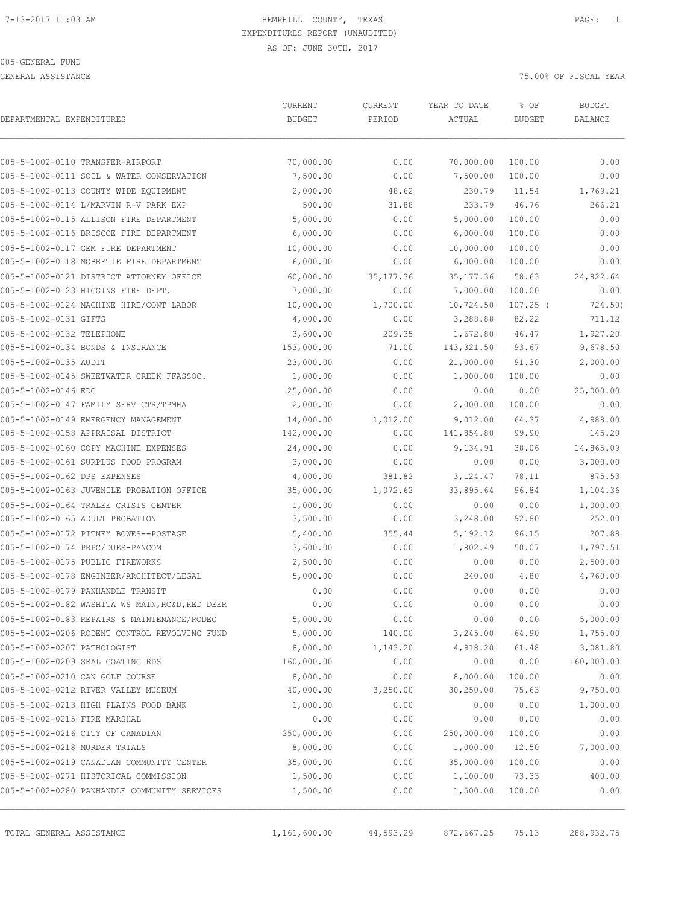7-13-2017 11:03 AM

# HEMPHILL COUNTY, TEXAS

EXPENDITURES REPORT (UNAUDITED)

AS OF: JUNE 30TH, 2017

005-GENERAL FUND

GENERAL ASSISTANCE — 75.00% OF FISCAL YEAR

| DEPARTMENTAL EXPENDITURES | CURRENT BUDGET | CURRENT PERIOD | YEAR TO DATE ACTUAL | % OF BUDGET | BUDGET BALANCE |
|---|---|---|---|---|---|
| 005-5-1002-0110 TRANSFER-AIRPORT | 70,000.00 | 0.00 | 70,000.00 | 100.00 | 0.00 |
| 005-5-1002-0111 SOIL & WATER CONSERVATION | 7,500.00 | 0.00 | 7,500.00 | 100.00 | 0.00 |
| 005-5-1002-0113 COUNTY WIDE EQUIPMENT | 2,000.00 | 48.62 | 230.79 | 11.54 | 1,769.21 |
| 005-5-1002-0114 L/MARVIN R-V PARK EXP | 500.00 | 31.88 | 233.79 | 46.76 | 266.21 |
| 005-5-1002-0115 ALLISON FIRE DEPARTMENT | 5,000.00 | 0.00 | 5,000.00 | 100.00 | 0.00 |
| 005-5-1002-0116 BRISCOE FIRE DEPARTMENT | 6,000.00 | 0.00 | 6,000.00 | 100.00 | 0.00 |
| 005-5-1002-0117 GEM FIRE DEPARTMENT | 10,000.00 | 0.00 | 10,000.00 | 100.00 | 0.00 |
| 005-5-1002-0118 MOBEETIE FIRE DEPARTMENT | 6,000.00 | 0.00 | 6,000.00 | 100.00 | 0.00 |
| 005-5-1002-0121 DISTRICT ATTORNEY OFFICE | 60,000.00 | 35,177.36 | 35,177.36 | 58.63 | 24,822.64 |
| 005-5-1002-0123 HIGGINS FIRE DEPT. | 7,000.00 | 0.00 | 7,000.00 | 100.00 | 0.00 |
| 005-5-1002-0124 MACHINE HIRE/CONT LABOR | 10,000.00 | 1,700.00 | 10,724.50 | 107.25 | ( 724.50) |
| 005-5-1002-0131 GIFTS | 4,000.00 | 0.00 | 3,288.88 | 82.22 | 711.12 |
| 005-5-1002-0132 TELEPHONE | 3,600.00 | 209.35 | 1,672.80 | 46.47 | 1,927.20 |
| 005-5-1002-0134 BONDS & INSURANCE | 153,000.00 | 71.00 | 143,321.50 | 93.67 | 9,678.50 |
| 005-5-1002-0135 AUDIT | 23,000.00 | 0.00 | 21,000.00 | 91.30 | 2,000.00 |
| 005-5-1002-0145 SWEETWATER CREEK FFASSOC. | 1,000.00 | 0.00 | 1,000.00 | 100.00 | 0.00 |
| 005-5-1002-0146 EDC | 25,000.00 | 0.00 | 0.00 | 0.00 | 25,000.00 |
| 005-5-1002-0147 FAMILY SERV CTR/TPMHA | 2,000.00 | 0.00 | 2,000.00 | 100.00 | 0.00 |
| 005-5-1002-0149 EMERGENCY MANAGEMENT | 14,000.00 | 1,012.00 | 9,012.00 | 64.37 | 4,988.00 |
| 005-5-1002-0158 APPRAISAL DISTRICT | 142,000.00 | 0.00 | 141,854.80 | 99.90 | 145.20 |
| 005-5-1002-0160 COPY MACHINE EXPENSES | 24,000.00 | 0.00 | 9,134.91 | 38.06 | 14,865.09 |
| 005-5-1002-0161 SURPLUS FOOD PROGRAM | 3,000.00 | 0.00 | 0.00 | 0.00 | 3,000.00 |
| 005-5-1002-0162 DPS EXPENSES | 4,000.00 | 381.82 | 3,124.47 | 78.11 | 875.53 |
| 005-5-1002-0163 JUVENILE PROBATION OFFICE | 35,000.00 | 1,072.62 | 33,895.64 | 96.84 | 1,104.36 |
| 005-5-1002-0164 TRALEE CRISIS CENTER | 1,000.00 | 0.00 | 0.00 | 0.00 | 1,000.00 |
| 005-5-1002-0165 ADULT PROBATION | 3,500.00 | 0.00 | 3,248.00 | 92.80 | 252.00 |
| 005-5-1002-0172 PITNEY BOWES--POSTAGE | 5,400.00 | 355.44 | 5,192.12 | 96.15 | 207.88 |
| 005-5-1002-0174 PRPC/DUES-PANCOM | 3,600.00 | 0.00 | 1,802.49 | 50.07 | 1,797.51 |
| 005-5-1002-0175 PUBLIC FIREWORKS | 2,500.00 | 0.00 | 0.00 | 0.00 | 2,500.00 |
| 005-5-1002-0178 ENGINEER/ARCHITECT/LEGAL | 5,000.00 | 0.00 | 240.00 | 4.80 | 4,760.00 |
| 005-5-1002-0179 PANHANDLE TRANSIT | 0.00 | 0.00 | 0.00 | 0.00 | 0.00 |
| 005-5-1002-0182 WASHITA WS MAIN,RC&D,RED DEER | 0.00 | 0.00 | 0.00 | 0.00 | 0.00 |
| 005-5-1002-0183 REPAIRS & MAINTENANCE/RODEO | 5,000.00 | 0.00 | 0.00 | 0.00 | 5,000.00 |
| 005-5-1002-0206 RODENT CONTROL REVOLVING FUND | 5,000.00 | 140.00 | 3,245.00 | 64.90 | 1,755.00 |
| 005-5-1002-0207 PATHOLOGIST | 8,000.00 | 1,143.20 | 4,918.20 | 61.48 | 3,081.80 |
| 005-5-1002-0209 SEAL COATING RDS | 160,000.00 | 0.00 | 0.00 | 0.00 | 160,000.00 |
| 005-5-1002-0210 CAN GOLF COURSE | 8,000.00 | 0.00 | 8,000.00 | 100.00 | 0.00 |
| 005-5-1002-0212 RIVER VALLEY MUSEUM | 40,000.00 | 3,250.00 | 30,250.00 | 75.63 | 9,750.00 |
| 005-5-1002-0213 HIGH PLAINS FOOD BANK | 1,000.00 | 0.00 | 0.00 | 0.00 | 1,000.00 |
| 005-5-1002-0215 FIRE MARSHAL | 0.00 | 0.00 | 0.00 | 0.00 | 0.00 |
| 005-5-1002-0216 CITY OF CANADIAN | 250,000.00 | 0.00 | 250,000.00 | 100.00 | 0.00 |
| 005-5-1002-0218 MURDER TRIALS | 8,000.00 | 0.00 | 1,000.00 | 12.50 | 7,000.00 |
| 005-5-1002-0219 CANADIAN COMMUNITY CENTER | 35,000.00 | 0.00 | 35,000.00 | 100.00 | 0.00 |
| 005-5-1002-0271 HISTORICAL COMMISSION | 1,500.00 | 0.00 | 1,100.00 | 73.33 | 400.00 |
| 005-5-1002-0280 PANHANDLE COMMUNITY SERVICES | 1,500.00 | 0.00 | 1,500.00 | 100.00 | 0.00 |
| TOTAL GENERAL ASSISTANCE | 1,161,600.00 | 44,593.29 | 872,667.25 | 75.13 | 288,932.75 |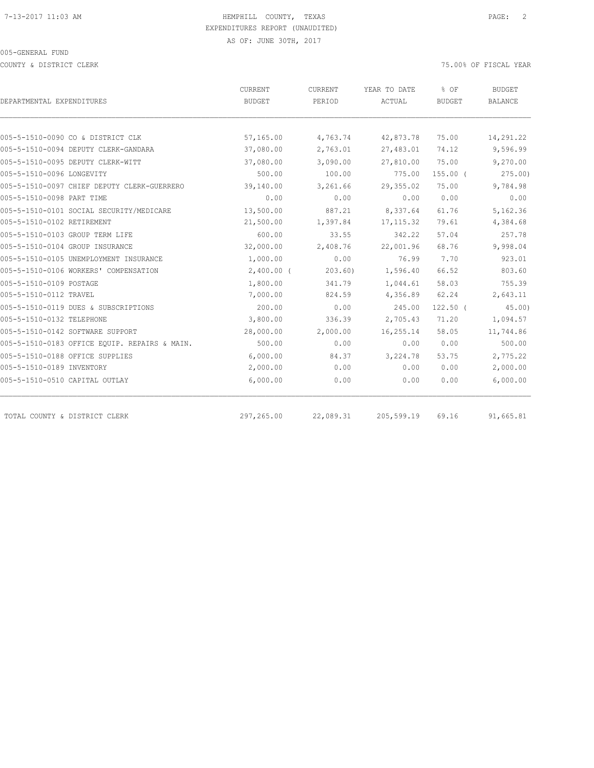7-13-2017 11:03 AM

HEMPHILL COUNTY, TEXAS
EXPENDITURES REPORT (UNAUDITED)
AS OF: JUNE 30TH, 2017

005-GENERAL FUND

COUNTY & DISTRICT CLERK — 75.00% OF FISCAL YEAR

| DEPARTMENTAL EXPENDITURES | CURRENT BUDGET | CURRENT PERIOD | YEAR TO DATE ACTUAL | % OF BUDGET | BUDGET BALANCE |
|---|---|---|---|---|---|
| 005-5-1510-0090 CO & DISTRICT CLK | 57,165.00 | 4,763.74 | 42,873.78 | 75.00 | 14,291.22 |
| 005-5-1510-0094 DEPUTY CLERK-GANDARA | 37,080.00 | 2,763.01 | 27,483.01 | 74.12 | 9,596.99 |
| 005-5-1510-0095 DEPUTY CLERK-WITT | 37,080.00 | 3,090.00 | 27,810.00 | 75.00 | 9,270.00 |
| 005-5-1510-0096 LONGEVITY | 500.00 | 100.00 | 775.00 | 155.00 ( | 275.00) |
| 005-5-1510-0097 CHIEF DEPUTY CLERK-GUERRERO | 39,140.00 | 3,261.66 | 29,355.02 | 75.00 | 9,784.98 |
| 005-5-1510-0098 PART TIME | 0.00 | 0.00 | 0.00 | 0.00 | 0.00 |
| 005-5-1510-0101 SOCIAL SECURITY/MEDICARE | 13,500.00 | 887.21 | 8,337.64 | 61.76 | 5,162.36 |
| 005-5-1510-0102 RETIREMENT | 21,500.00 | 1,397.84 | 17,115.32 | 79.61 | 4,384.68 |
| 005-5-1510-0103 GROUP TERM LIFE | 600.00 | 33.55 | 342.22 | 57.04 | 257.78 |
| 005-5-1510-0104 GROUP INSURANCE | 32,000.00 | 2,408.76 | 22,001.96 | 68.76 | 9,998.04 |
| 005-5-1510-0105 UNEMPLOYMENT INSURANCE | 1,000.00 | 0.00 | 76.99 | 7.70 | 923.01 |
| 005-5-1510-0106 WORKERS' COMPENSATION | 2,400.00 ( | 203.60) | 1,596.40 | 66.52 | 803.60 |
| 005-5-1510-0109 POSTAGE | 1,800.00 | 341.79 | 1,044.61 | 58.03 | 755.39 |
| 005-5-1510-0112 TRAVEL | 7,000.00 | 824.59 | 4,356.89 | 62.24 | 2,643.11 |
| 005-5-1510-0119 DUES & SUBSCRIPTIONS | 200.00 | 0.00 | 245.00 | 122.50 ( | 45.00) |
| 005-5-1510-0132 TELEPHONE | 3,800.00 | 336.39 | 2,705.43 | 71.20 | 1,094.57 |
| 005-5-1510-0142 SOFTWARE SUPPORT | 28,000.00 | 2,000.00 | 16,255.14 | 58.05 | 11,744.86 |
| 005-5-1510-0183 OFFICE EQUIP. REPAIRS & MAIN. | 500.00 | 0.00 | 0.00 | 0.00 | 500.00 |
| 005-5-1510-0188 OFFICE SUPPLIES | 6,000.00 | 84.37 | 3,224.78 | 53.75 | 2,775.22 |
| 005-5-1510-0189 INVENTORY | 2,000.00 | 0.00 | 0.00 | 0.00 | 2,000.00 |
| 005-5-1510-0510 CAPITAL OUTLAY | 6,000.00 | 0.00 | 0.00 | 0.00 | 6,000.00 |
| TOTAL COUNTY & DISTRICT CLERK | 297,265.00 | 22,089.31 | 205,599.19 | 69.16 | 91,665.81 |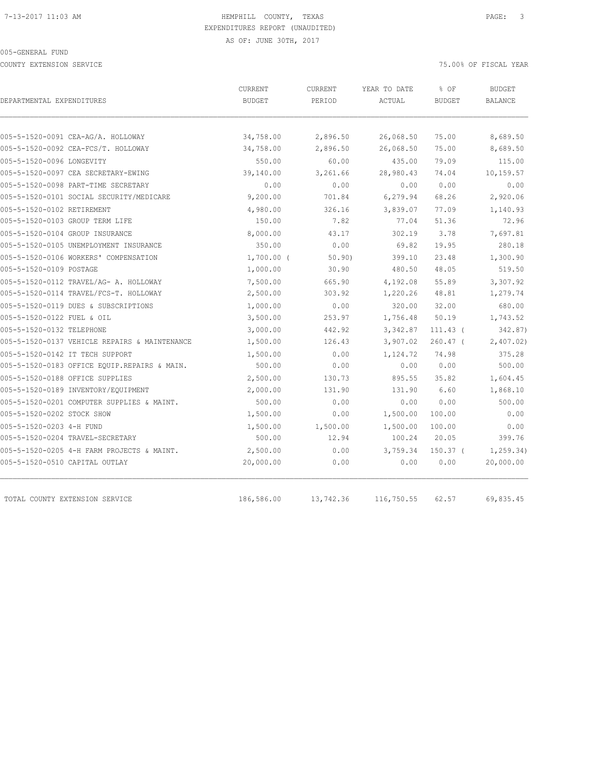HEMPHILL COUNTY, TEXAS
EXPENDITURES REPORT (UNAUDITED)
AS OF: JUNE 30TH, 2017

005-GENERAL FUND

COUNTY EXTENSION SERVICE

75.00% OF FISCAL YEAR

| DEPARTMENTAL EXPENDITURES | CURRENT BUDGET | CURRENT PERIOD | YEAR TO DATE ACTUAL | % OF BUDGET | BUDGET BALANCE |
|---|---|---|---|---|---|
| 005-5-1520-0091 CEA-AG/A. HOLLOWAY | 34,758.00 | 2,896.50 | 26,068.50 | 75.00 | 8,689.50 |
| 005-5-1520-0092 CEA-FCS/T. HOLLOWAY | 34,758.00 | 2,896.50 | 26,068.50 | 75.00 | 8,689.50 |
| 005-5-1520-0096 LONGEVITY | 550.00 | 60.00 | 435.00 | 79.09 | 115.00 |
| 005-5-1520-0097 CEA SECRETARY-EWING | 39,140.00 | 3,261.66 | 28,980.43 | 74.04 | 10,159.57 |
| 005-5-1520-0098 PART-TIME SECRETARY | 0.00 | 0.00 | 0.00 | 0.00 | 0.00 |
| 005-5-1520-0101 SOCIAL SECURITY/MEDICARE | 9,200.00 | 701.84 | 6,279.94 | 68.26 | 2,920.06 |
| 005-5-1520-0102 RETIREMENT | 4,980.00 | 326.16 | 3,839.07 | 77.09 | 1,140.93 |
| 005-5-1520-0103 GROUP TERM LIFE | 150.00 | 7.82 | 77.04 | 51.36 | 72.96 |
| 005-5-1520-0104 GROUP INSURANCE | 8,000.00 | 43.17 | 302.19 | 3.78 | 7,697.81 |
| 005-5-1520-0105 UNEMPLOYMENT INSURANCE | 350.00 | 0.00 | 69.82 | 19.95 | 280.18 |
| 005-5-1520-0106 WORKERS' COMPENSATION | 1,700.00 | (50.90) | 399.10 | 23.48 | 1,300.90 |
| 005-5-1520-0109 POSTAGE | 1,000.00 | 30.90 | 480.50 | 48.05 | 519.50 |
| 005-5-1520-0112 TRAVEL/AG- A. HOLLOWAY | 7,500.00 | 665.90 | 4,192.08 | 55.89 | 3,307.92 |
| 005-5-1520-0114 TRAVEL/FCS-T. HOLLOWAY | 2,500.00 | 303.92 | 1,220.26 | 48.81 | 1,279.74 |
| 005-5-1520-0119 DUES & SUBSCRIPTIONS | 1,000.00 | 0.00 | 320.00 | 32.00 | 680.00 |
| 005-5-1520-0122 FUEL & OIL | 3,500.00 | 253.97 | 1,756.48 | 50.19 | 1,743.52 |
| 005-5-1520-0132 TELEPHONE | 3,000.00 | 442.92 | 3,342.87 | 111.43 | (342.87) |
| 005-5-1520-0137 VEHICLE REPAIRS & MAINTENANCE | 1,500.00 | 126.43 | 3,907.02 | 260.47 | (2,407.02) |
| 005-5-1520-0142 IT TECH SUPPORT | 1,500.00 | 0.00 | 1,124.72 | 74.98 | 375.28 |
| 005-5-1520-0183 OFFICE EQUIP.REPAIRS & MAIN. | 500.00 | 0.00 | 0.00 | 0.00 | 500.00 |
| 005-5-1520-0188 OFFICE SUPPLIES | 2,500.00 | 130.73 | 895.55 | 35.82 | 1,604.45 |
| 005-5-1520-0189 INVENTORY/EQUIPMENT | 2,000.00 | 131.90 | 131.90 | 6.60 | 1,868.10 |
| 005-5-1520-0201 COMPUTER SUPPLIES & MAINT. | 500.00 | 0.00 | 0.00 | 0.00 | 500.00 |
| 005-5-1520-0202 STOCK SHOW | 1,500.00 | 0.00 | 1,500.00 | 100.00 | 0.00 |
| 005-5-1520-0203 4-H FUND | 1,500.00 | 1,500.00 | 1,500.00 | 100.00 | 0.00 |
| 005-5-1520-0204 TRAVEL-SECRETARY | 500.00 | 12.94 | 100.24 | 20.05 | 399.76 |
| 005-5-1520-0205 4-H FARM PROJECTS & MAINT. | 2,500.00 | 0.00 | 3,759.34 | 150.37 | (1,259.34) |
| 005-5-1520-0510 CAPITAL OUTLAY | 20,000.00 | 0.00 | 0.00 | 0.00 | 20,000.00 |
| TOTAL COUNTY EXTENSION SERVICE | 186,586.00 | 13,742.36 | 116,750.55 | 62.57 | 69,835.45 |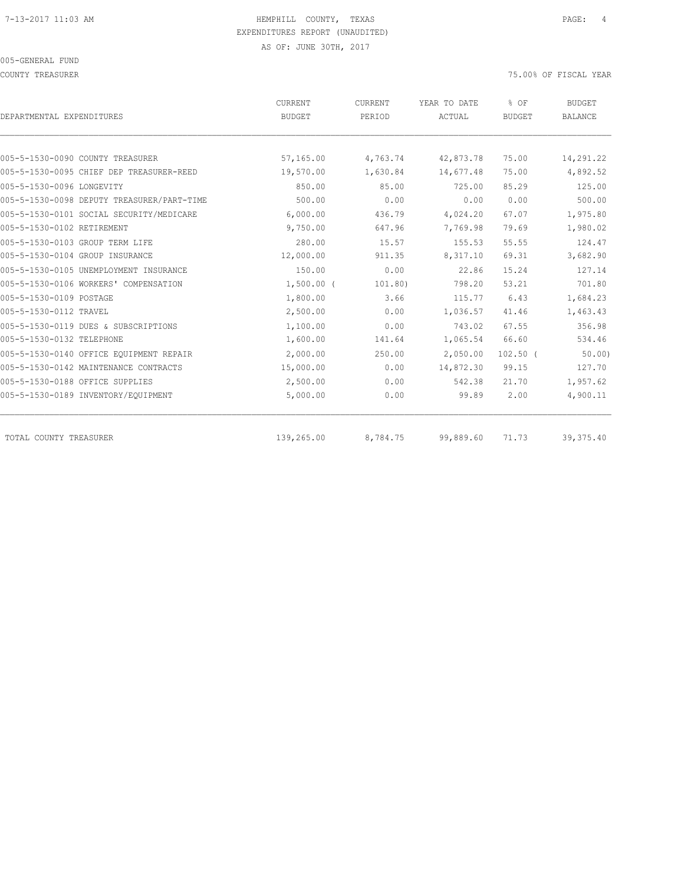HEMPHILL COUNTY, TEXAS
EXPENDITURES REPORT (UNAUDITED)
AS OF: JUNE 30TH, 2017

005-GENERAL FUND

COUNTY TREASURER

75.00% OF FISCAL YEAR

| DEPARTMENTAL EXPENDITURES | CURRENT BUDGET | CURRENT PERIOD | YEAR TO DATE ACTUAL | % OF BUDGET | BUDGET BALANCE |
|---|---|---|---|---|---|
| 005-5-1530-0090 COUNTY TREASURER | 57,165.00 | 4,763.74 | 42,873.78 | 75.00 | 14,291.22 |
| 005-5-1530-0095 CHIEF DEP TREASURER-REED | 19,570.00 | 1,630.84 | 14,677.48 | 75.00 | 4,892.52 |
| 005-5-1530-0096 LONGEVITY | 850.00 | 85.00 | 725.00 | 85.29 | 125.00 |
| 005-5-1530-0098 DEPUTY TREASURER/PART-TIME | 500.00 | 0.00 | 0.00 | 0.00 | 500.00 |
| 005-5-1530-0101 SOCIAL SECURITY/MEDICARE | 6,000.00 | 436.79 | 4,024.20 | 67.07 | 1,975.80 |
| 005-5-1530-0102 RETIREMENT | 9,750.00 | 647.96 | 7,769.98 | 79.69 | 1,980.02 |
| 005-5-1530-0103 GROUP TERM LIFE | 280.00 | 15.57 | 155.53 | 55.55 | 124.47 |
| 005-5-1530-0104 GROUP INSURANCE | 12,000.00 | 911.35 | 8,317.10 | 69.31 | 3,682.90 |
| 005-5-1530-0105 UNEMPLOYMENT INSURANCE | 150.00 | 0.00 | 22.86 | 15.24 | 127.14 |
| 005-5-1530-0106 WORKERS' COMPENSATION | 1,500.00 | (101.80) | 798.20 | 53.21 | 701.80 |
| 005-5-1530-0109 POSTAGE | 1,800.00 | 3.66 | 115.77 | 6.43 | 1,684.23 |
| 005-5-1530-0112 TRAVEL | 2,500.00 | 0.00 | 1,036.57 | 41.46 | 1,463.43 |
| 005-5-1530-0119 DUES & SUBSCRIPTIONS | 1,100.00 | 0.00 | 743.02 | 67.55 | 356.98 |
| 005-5-1530-0132 TELEPHONE | 1,600.00 | 141.64 | 1,065.54 | 66.60 | 534.46 |
| 005-5-1530-0140 OFFICE EQUIPMENT REPAIR | 2,000.00 | 250.00 | 2,050.00 | 102.50 | (50.00) |
| 005-5-1530-0142 MAINTENANCE CONTRACTS | 15,000.00 | 0.00 | 14,872.30 | 99.15 | 127.70 |
| 005-5-1530-0188 OFFICE SUPPLIES | 2,500.00 | 0.00 | 542.38 | 21.70 | 1,957.62 |
| 005-5-1530-0189 INVENTORY/EQUIPMENT | 5,000.00 | 0.00 | 99.89 | 2.00 | 4,900.11 |
| TOTAL COUNTY TREASURER | 139,265.00 | 8,784.75 | 99,889.60 | 71.73 | 39,375.40 |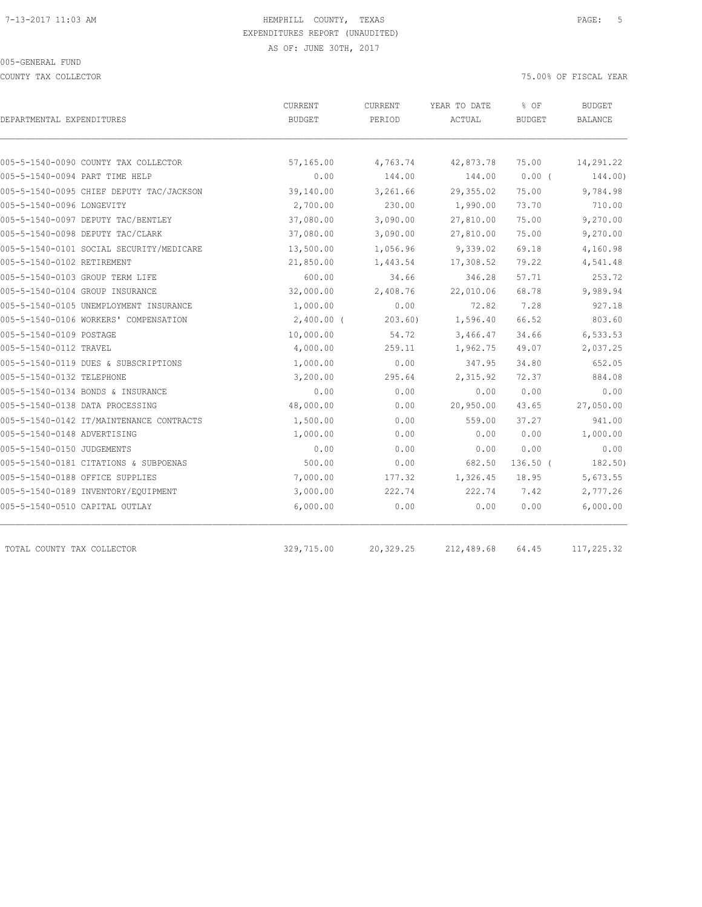HEMPHILL COUNTY, TEXAS
EXPENDITURES REPORT (UNAUDITED)
AS OF: JUNE 30TH, 2017

005-GENERAL FUND

COUNTY TAX COLLECTOR

75.00% OF FISCAL YEAR

| DEPARTMENTAL EXPENDITURES | CURRENT BUDGET | CURRENT PERIOD | YEAR TO DATE ACTUAL | % OF BUDGET | BUDGET BALANCE |
|---|---|---|---|---|---|
| 005-5-1540-0090 COUNTY TAX COLLECTOR | 57,165.00 | 4,763.74 | 42,873.78 | 75.00 | 14,291.22 |
| 005-5-1540-0094 PART TIME HELP | 0.00 | 144.00 | 144.00 | 0.00 ( | 144.00) |
| 005-5-1540-0095 CHIEF DEPUTY TAC/JACKSON | 39,140.00 | 3,261.66 | 29,355.02 | 75.00 | 9,784.98 |
| 005-5-1540-0096 LONGEVITY | 2,700.00 | 230.00 | 1,990.00 | 73.70 | 710.00 |
| 005-5-1540-0097 DEPUTY TAC/BENTLEY | 37,080.00 | 3,090.00 | 27,810.00 | 75.00 | 9,270.00 |
| 005-5-1540-0098 DEPUTY TAC/CLARK | 37,080.00 | 3,090.00 | 27,810.00 | 75.00 | 9,270.00 |
| 005-5-1540-0101 SOCIAL SECURITY/MEDICARE | 13,500.00 | 1,056.96 | 9,339.02 | 69.18 | 4,160.98 |
| 005-5-1540-0102 RETIREMENT | 21,850.00 | 1,443.54 | 17,308.52 | 79.22 | 4,541.48 |
| 005-5-1540-0103 GROUP TERM LIFE | 600.00 | 34.66 | 346.28 | 57.71 | 253.72 |
| 005-5-1540-0104 GROUP INSURANCE | 32,000.00 | 2,408.76 | 22,010.06 | 68.78 | 9,989.94 |
| 005-5-1540-0105 UNEMPLOYMENT INSURANCE | 1,000.00 | 0.00 | 72.82 | 7.28 | 927.18 |
| 005-5-1540-0106 WORKERS' COMPENSATION | 2,400.00 ( | 203.60) | 1,596.40 | 66.52 | 803.60 |
| 005-5-1540-0109 POSTAGE | 10,000.00 | 54.72 | 3,466.47 | 34.66 | 6,533.53 |
| 005-5-1540-0112 TRAVEL | 4,000.00 | 259.11 | 1,962.75 | 49.07 | 2,037.25 |
| 005-5-1540-0119 DUES & SUBSCRIPTIONS | 1,000.00 | 0.00 | 347.95 | 34.80 | 652.05 |
| 005-5-1540-0132 TELEPHONE | 3,200.00 | 295.64 | 2,315.92 | 72.37 | 884.08 |
| 005-5-1540-0134 BONDS & INSURANCE | 0.00 | 0.00 | 0.00 | 0.00 | 0.00 |
| 005-5-1540-0138 DATA PROCESSING | 48,000.00 | 0.00 | 20,950.00 | 43.65 | 27,050.00 |
| 005-5-1540-0142 IT/MAINTENANCE CONTRACTS | 1,500.00 | 0.00 | 559.00 | 37.27 | 941.00 |
| 005-5-1540-0148 ADVERTISING | 1,000.00 | 0.00 | 0.00 | 0.00 | 1,000.00 |
| 005-5-1540-0150 JUDGEMENTS | 0.00 | 0.00 | 0.00 | 0.00 | 0.00 |
| 005-5-1540-0181 CITATIONS & SUBPOENAS | 500.00 | 0.00 | 682.50 | 136.50 ( | 182.50) |
| 005-5-1540-0188 OFFICE SUPPLIES | 7,000.00 | 177.32 | 1,326.45 | 18.95 | 5,673.55 |
| 005-5-1540-0189 INVENTORY/EQUIPMENT | 3,000.00 | 222.74 | 222.74 | 7.42 | 2,777.26 |
| 005-5-1540-0510 CAPITAL OUTLAY | 6,000.00 | 0.00 | 0.00 | 0.00 | 6,000.00 |
| TOTAL COUNTY TAX COLLECTOR | 329,715.00 | 20,329.25 | 212,489.68 | 64.45 | 117,225.32 |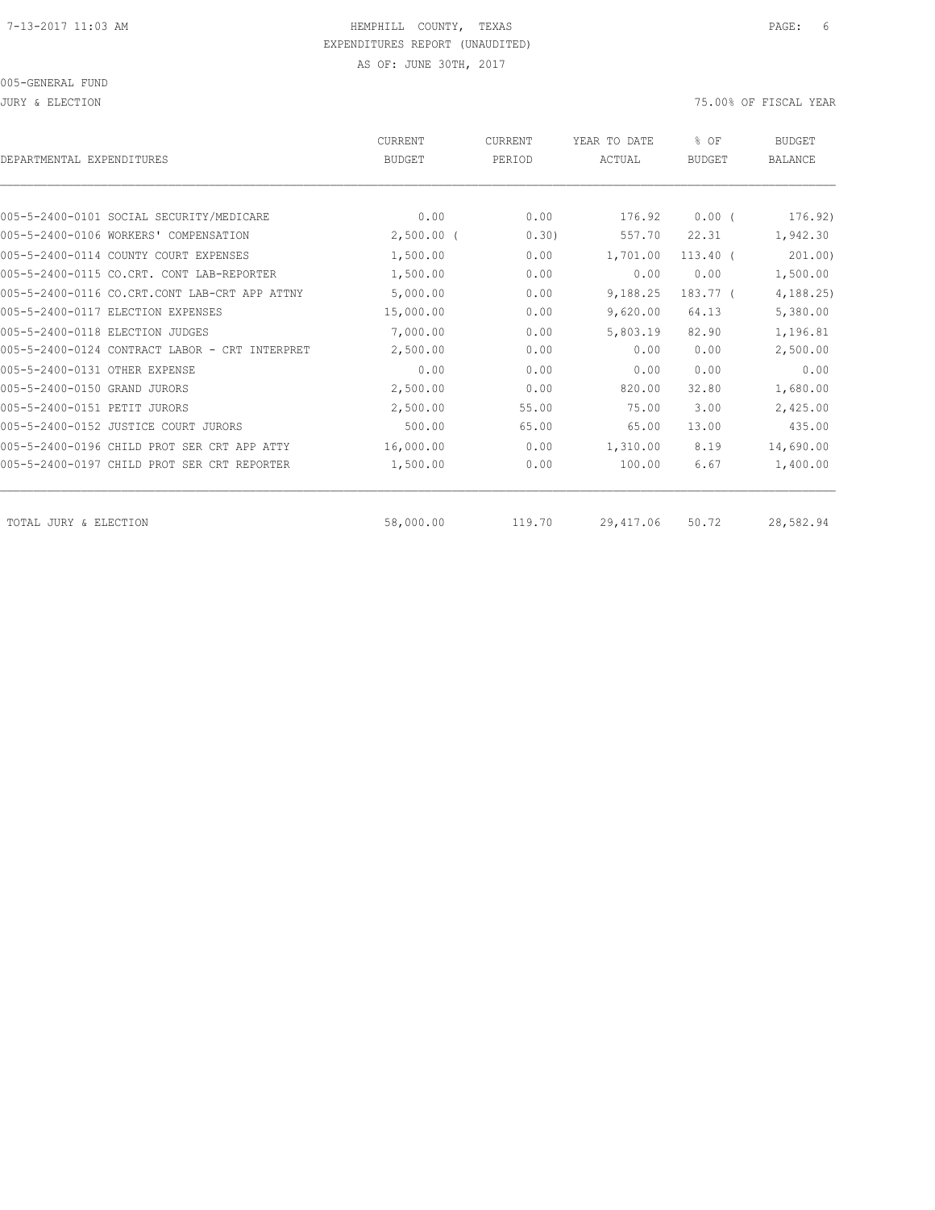7-13-2017 11:03 AM

HEMPHILL COUNTY, TEXAS
EXPENDITURES REPORT (UNAUDITED)
AS OF: JUNE 30TH, 2017

005-GENERAL FUND

JURY & ELECTION

75.00% OF FISCAL YEAR

| DEPARTMENTAL EXPENDITURES | CURRENT BUDGET | CURRENT PERIOD | YEAR TO DATE ACTUAL | % OF BUDGET | BUDGET BALANCE |
|---|---|---|---|---|---|
| 005-5-2400-0101 SOCIAL SECURITY/MEDICARE | 0.00 | 0.00 | 176.92 | 0.00 ( | 176.92) |
| 005-5-2400-0106 WORKERS' COMPENSATION | 2,500.00 ( | 0.30) | 557.70 | 22.31 | 1,942.30 |
| 005-5-2400-0114 COUNTY COURT EXPENSES | 1,500.00 | 0.00 | 1,701.00 | 113.40 ( | 201.00) |
| 005-5-2400-0115 CO.CRT. CONT LAB-REPORTER | 1,500.00 | 0.00 | 0.00 | 0.00 | 1,500.00 |
| 005-5-2400-0116 CO.CRT.CONT LAB-CRT APP ATTNY | 5,000.00 | 0.00 | 9,188.25 | 183.77 ( | 4,188.25) |
| 005-5-2400-0117 ELECTION EXPENSES | 15,000.00 | 0.00 | 9,620.00 | 64.13 | 5,380.00 |
| 005-5-2400-0118 ELECTION JUDGES | 7,000.00 | 0.00 | 5,803.19 | 82.90 | 1,196.81 |
| 005-5-2400-0124 CONTRACT LABOR - CRT INTERPRET | 2,500.00 | 0.00 | 0.00 | 0.00 | 2,500.00 |
| 005-5-2400-0131 OTHER EXPENSE | 0.00 | 0.00 | 0.00 | 0.00 | 0.00 |
| 005-5-2400-0150 GRAND JURORS | 2,500.00 | 0.00 | 820.00 | 32.80 | 1,680.00 |
| 005-5-2400-0151 PETIT JURORS | 2,500.00 | 55.00 | 75.00 | 3.00 | 2,425.00 |
| 005-5-2400-0152 JUSTICE COURT JURORS | 500.00 | 65.00 | 65.00 | 13.00 | 435.00 |
| 005-5-2400-0196 CHILD PROT SER CRT APP ATTY | 16,000.00 | 0.00 | 1,310.00 | 8.19 | 14,690.00 |
| 005-5-2400-0197 CHILD PROT SER CRT REPORTER | 1,500.00 | 0.00 | 100.00 | 6.67 | 1,400.00 |
| TOTAL JURY & ELECTION | 58,000.00 | 119.70 | 29,417.06 | 50.72 | 28,582.94 |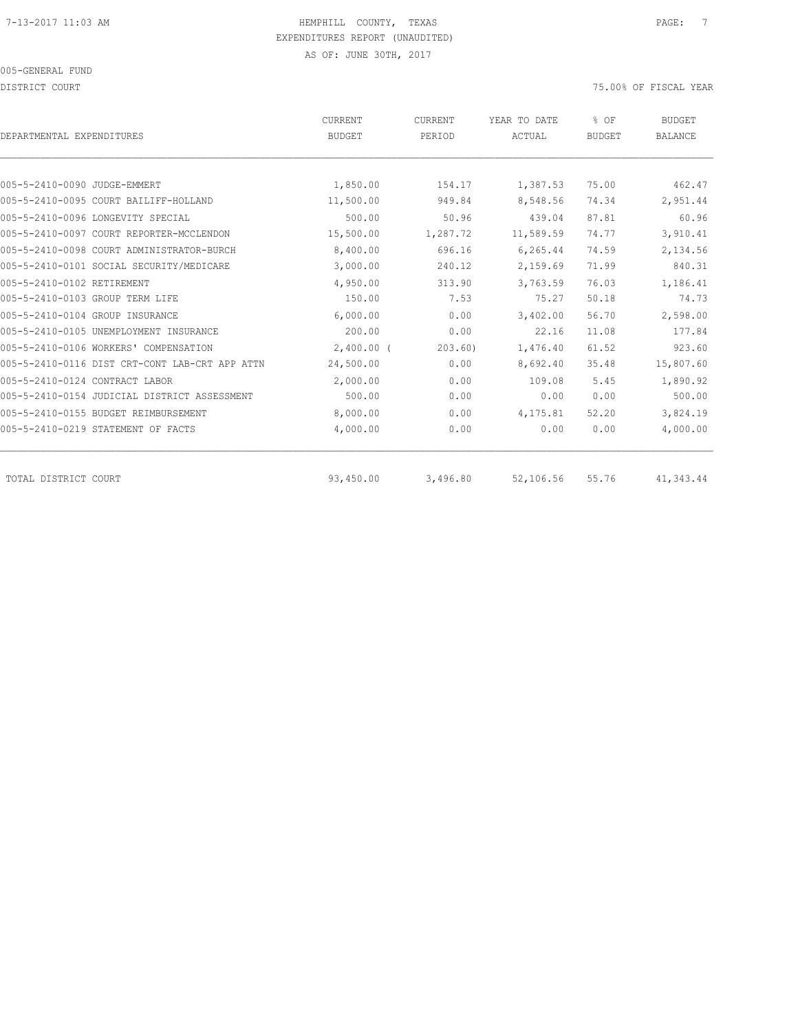7-13-2017 11:03 AM HEMPHILL COUNTY, TEXAS

EXPENDITURES REPORT (UNAUDITED)

AS OF: JUNE 30TH, 2017

005-GENERAL FUND

DISTRICT COURT 75.00% OF FISCAL YEAR

| DEPARTMENTAL EXPENDITURES | CURRENT BUDGET | CURRENT PERIOD | YEAR TO DATE ACTUAL | % OF BUDGET | BUDGET BALANCE |
|---|---|---|---|---|---|
| 005-5-2410-0090 JUDGE-EMMERT | 1,850.00 | 154.17 | 1,387.53 | 75.00 | 462.47 |
| 005-5-2410-0095 COURT BAILIFF-HOLLAND | 11,500.00 | 949.84 | 8,548.56 | 74.34 | 2,951.44 |
| 005-5-2410-0096 LONGEVITY SPECIAL | 500.00 | 50.96 | 439.04 | 87.81 | 60.96 |
| 005-5-2410-0097 COURT REPORTER-MCCLENDON | 15,500.00 | 1,287.72 | 11,589.59 | 74.77 | 3,910.41 |
| 005-5-2410-0098 COURT ADMINISTRATOR-BURCH | 8,400.00 | 696.16 | 6,265.44 | 74.59 | 2,134.56 |
| 005-5-2410-0101 SOCIAL SECURITY/MEDICARE | 3,000.00 | 240.12 | 2,159.69 | 71.99 | 840.31 |
| 005-5-2410-0102 RETIREMENT | 4,950.00 | 313.90 | 3,763.59 | 76.03 | 1,186.41 |
| 005-5-2410-0103 GROUP TERM LIFE | 150.00 | 7.53 | 75.27 | 50.18 | 74.73 |
| 005-5-2410-0104 GROUP INSURANCE | 6,000.00 | 0.00 | 3,402.00 | 56.70 | 2,598.00 |
| 005-5-2410-0105 UNEMPLOYMENT INSURANCE | 200.00 | 0.00 | 22.16 | 11.08 | 177.84 |
| 005-5-2410-0106 WORKERS' COMPENSATION | 2,400.00 | ( 203.60) | 1,476.40 | 61.52 | 923.60 |
| 005-5-2410-0116 DIST CRT-CONT LAB-CRT APP ATTN | 24,500.00 | 0.00 | 8,692.40 | 35.48 | 15,807.60 |
| 005-5-2410-0124 CONTRACT LABOR | 2,000.00 | 0.00 | 109.08 | 5.45 | 1,890.92 |
| 005-5-2410-0154 JUDICIAL DISTRICT ASSESSMENT | 500.00 | 0.00 | 0.00 | 0.00 | 500.00 |
| 005-5-2410-0155 BUDGET REIMBURSEMENT | 8,000.00 | 0.00 | 4,175.81 | 52.20 | 3,824.19 |
| 005-5-2410-0219 STATEMENT OF FACTS | 4,000.00 | 0.00 | 0.00 | 0.00 | 4,000.00 |
| TOTAL DISTRICT COURT | 93,450.00 | 3,496.80 | 52,106.56 | 55.76 | 41,343.44 |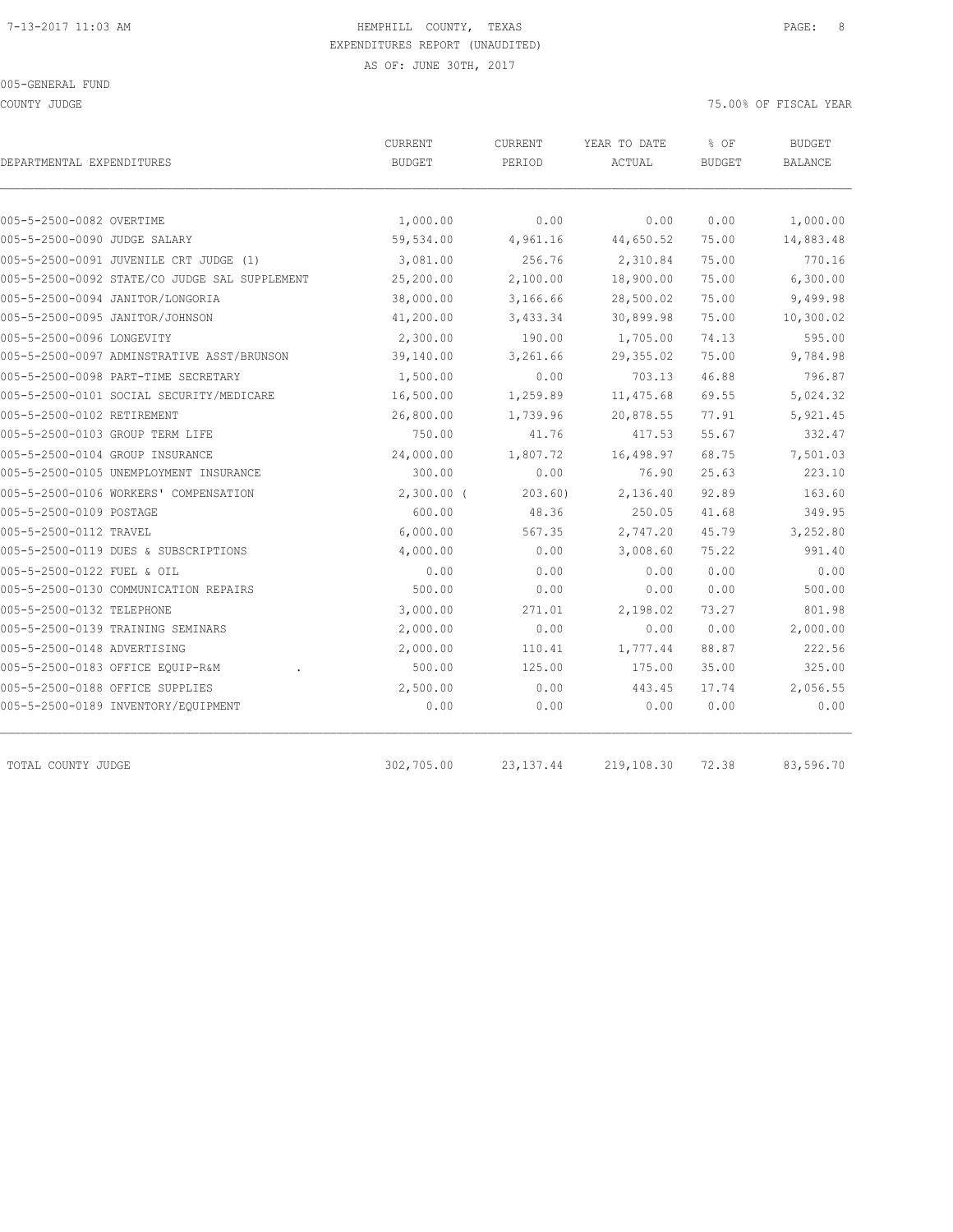HEMPHILL COUNTY, TEXAS
EXPENDITURES REPORT (UNAUDITED)
AS OF: JUNE 30TH, 2017

005-GENERAL FUND

COUNTY JUDGE

75.00% OF FISCAL YEAR

| DEPARTMENTAL EXPENDITURES | CURRENT BUDGET | CURRENT PERIOD | YEAR TO DATE ACTUAL | % OF BUDGET | BUDGET BALANCE |
|---|---|---|---|---|---|
| 005-5-2500-0082 OVERTIME | 1,000.00 | 0.00 | 0.00 | 0.00 | 1,000.00 |
| 005-5-2500-0090 JUDGE SALARY | 59,534.00 | 4,961.16 | 44,650.52 | 75.00 | 14,883.48 |
| 005-5-2500-0091 JUVENILE CRT JUDGE (1) | 3,081.00 | 256.76 | 2,310.84 | 75.00 | 770.16 |
| 005-5-2500-0092 STATE/CO JUDGE SAL SUPPLEMENT | 25,200.00 | 2,100.00 | 18,900.00 | 75.00 | 6,300.00 |
| 005-5-2500-0094 JANITOR/LONGORIA | 38,000.00 | 3,166.66 | 28,500.02 | 75.00 | 9,499.98 |
| 005-5-2500-0095 JANITOR/JOHNSON | 41,200.00 | 3,433.34 | 30,899.98 | 75.00 | 10,300.02 |
| 005-5-2500-0096 LONGEVITY | 2,300.00 | 190.00 | 1,705.00 | 74.13 | 595.00 |
| 005-5-2500-0097 ADMINSTRATIVE ASST/BRUNSON | 39,140.00 | 3,261.66 | 29,355.02 | 75.00 | 9,784.98 |
| 005-5-2500-0098 PART-TIME SECRETARY | 1,500.00 | 0.00 | 703.13 | 46.88 | 796.87 |
| 005-5-2500-0101 SOCIAL SECURITY/MEDICARE | 16,500.00 | 1,259.89 | 11,475.68 | 69.55 | 5,024.32 |
| 005-5-2500-0102 RETIREMENT | 26,800.00 | 1,739.96 | 20,878.55 | 77.91 | 5,921.45 |
| 005-5-2500-0103 GROUP TERM LIFE | 750.00 | 41.76 | 417.53 | 55.67 | 332.47 |
| 005-5-2500-0104 GROUP INSURANCE | 24,000.00 | 1,807.72 | 16,498.97 | 68.75 | 7,501.03 |
| 005-5-2500-0105 UNEMPLOYMENT INSURANCE | 300.00 | 0.00 | 76.90 | 25.63 | 223.10 |
| 005-5-2500-0106 WORKERS' COMPENSATION | 2,300.00 | ( 203.60) | 2,136.40 | 92.89 | 163.60 |
| 005-5-2500-0109 POSTAGE | 600.00 | 48.36 | 250.05 | 41.68 | 349.95 |
| 005-5-2500-0112 TRAVEL | 6,000.00 | 567.35 | 2,747.20 | 45.79 | 3,252.80 |
| 005-5-2500-0119 DUES & SUBSCRIPTIONS | 4,000.00 | 0.00 | 3,008.60 | 75.22 | 991.40 |
| 005-5-2500-0122 FUEL & OIL | 0.00 | 0.00 | 0.00 | 0.00 | 0.00 |
| 005-5-2500-0130 COMMUNICATION REPAIRS | 500.00 | 0.00 | 0.00 | 0.00 | 500.00 |
| 005-5-2500-0132 TELEPHONE | 3,000.00 | 271.01 | 2,198.02 | 73.27 | 801.98 |
| 005-5-2500-0139 TRAINING SEMINARS | 2,000.00 | 0.00 | 0.00 | 0.00 | 2,000.00 |
| 005-5-2500-0148 ADVERTISING | 2,000.00 | 110.41 | 1,777.44 | 88.87 | 222.56 |
| 005-5-2500-0183 OFFICE EQUIP-R&M . | 500.00 | 125.00 | 175.00 | 35.00 | 325.00 |
| 005-5-2500-0188 OFFICE SUPPLIES | 2,500.00 | 0.00 | 443.45 | 17.74 | 2,056.55 |
| 005-5-2500-0189 INVENTORY/EQUIPMENT | 0.00 | 0.00 | 0.00 | 0.00 | 0.00 |
| TOTAL COUNTY JUDGE | 302,705.00 | 23,137.44 | 219,108.30 | 72.38 | 83,596.70 |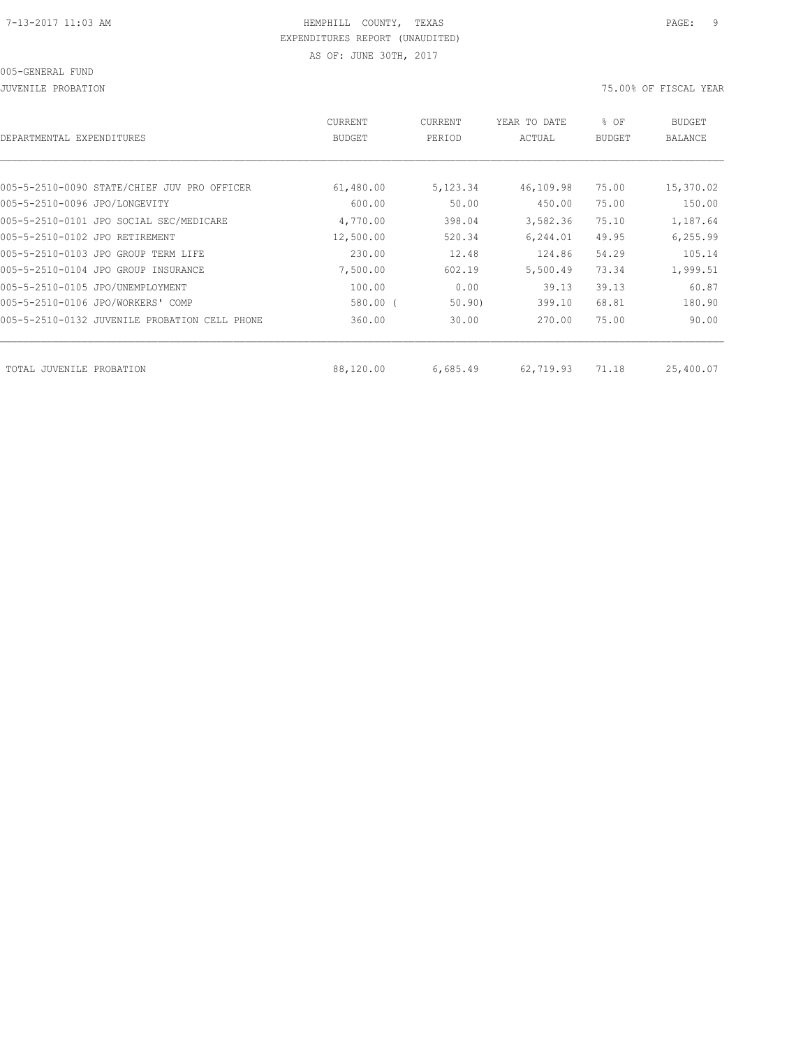HEMPHILL COUNTY, TEXAS
EXPENDITURES REPORT (UNAUDITED)
AS OF: JUNE 30TH, 2017

005-GENERAL FUND

JUVENILE PROBATION

75.00% OF FISCAL YEAR

| DEPARTMENTAL EXPENDITURES | CURRENT BUDGET | CURRENT PERIOD | YEAR TO DATE ACTUAL | % OF BUDGET | BUDGET BALANCE |
|---|---|---|---|---|---|
| 005-5-2510-0090 STATE/CHIEF JUV PRO OFFICER | 61,480.00 | 5,123.34 | 46,109.98 | 75.00 | 15,370.02 |
| 005-5-2510-0096 JPO/LONGEVITY | 600.00 | 50.00 | 450.00 | 75.00 | 150.00 |
| 005-5-2510-0101 JPO SOCIAL SEC/MEDICARE | 4,770.00 | 398.04 | 3,582.36 | 75.10 | 1,187.64 |
| 005-5-2510-0102 JPO RETIREMENT | 12,500.00 | 520.34 | 6,244.01 | 49.95 | 6,255.99 |
| 005-5-2510-0103 JPO GROUP TERM LIFE | 230.00 | 12.48 | 124.86 | 54.29 | 105.14 |
| 005-5-2510-0104 JPO GROUP INSURANCE | 7,500.00 | 602.19 | 5,500.49 | 73.34 | 1,999.51 |
| 005-5-2510-0105 JPO/UNEMPLOYMENT | 100.00 | 0.00 | 39.13 | 39.13 | 60.87 |
| 005-5-2510-0106 JPO/WORKERS' COMP | 580.00 | ( 50.90) | 399.10 | 68.81 | 180.90 |
| 005-5-2510-0132 JUVENILE PROBATION CELL PHONE | 360.00 | 30.00 | 270.00 | 75.00 | 90.00 |
| TOTAL JUVENILE PROBATION | 88,120.00 | 6,685.49 | 62,719.93 | 71.18 | 25,400.07 |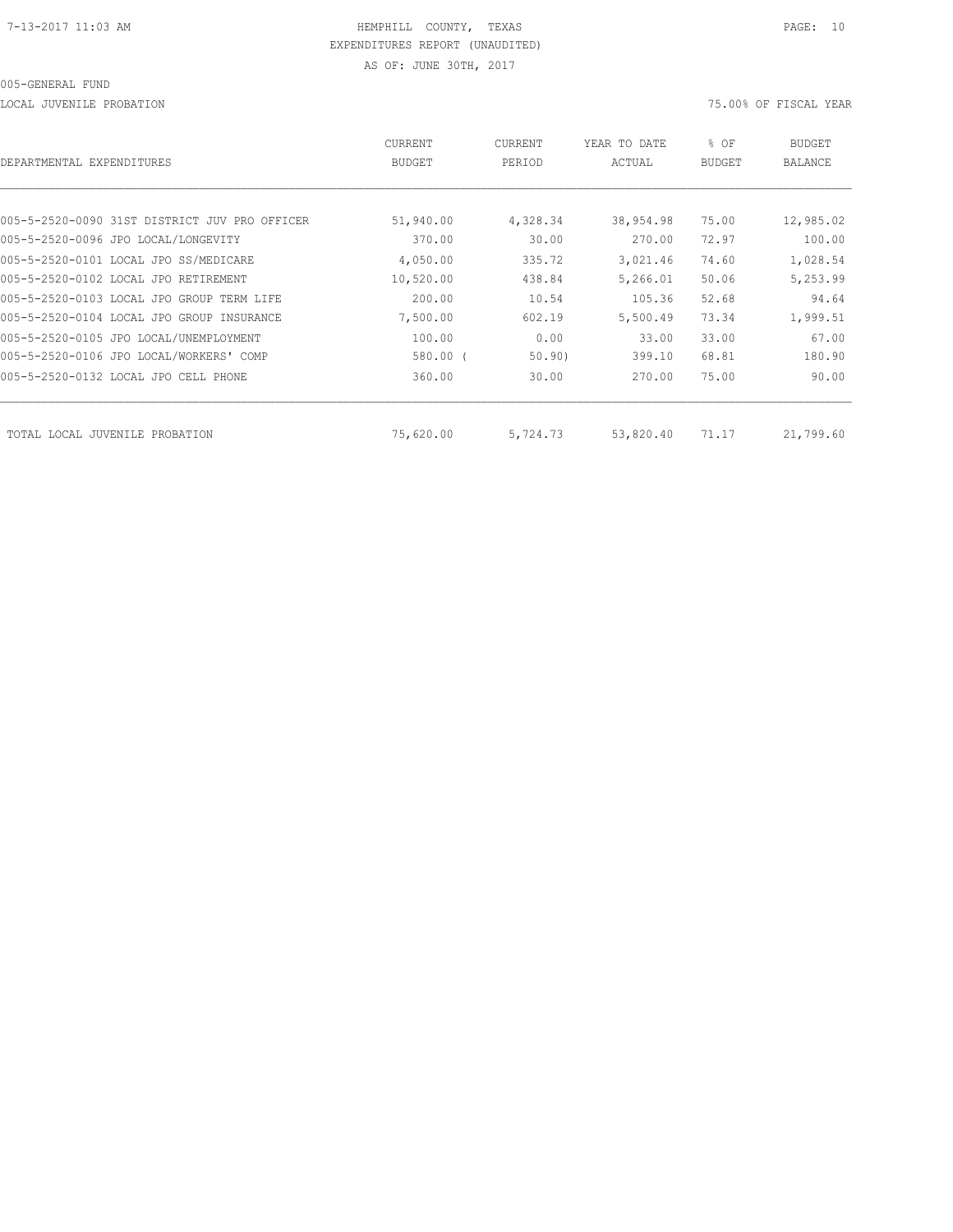7-13-2017 11:03 AM

HEMPHILL COUNTY, TEXAS
EXPENDITURES REPORT (UNAUDITED)
AS OF: JUNE 30TH, 2017

005-GENERAL FUND

LOCAL JUVENILE PROBATION

75.00% OF FISCAL YEAR

| DEPARTMENTAL EXPENDITURES | CURRENT BUDGET | CURRENT PERIOD | YEAR TO DATE ACTUAL | % OF BUDGET | BUDGET BALANCE |
|---|---|---|---|---|---|
| 005-5-2520-0090 31ST DISTRICT JUV PRO OFFICER | 51,940.00 | 4,328.34 | 38,954.98 | 75.00 | 12,985.02 |
| 005-5-2520-0096 JPO LOCAL/LONGEVITY | 370.00 | 30.00 | 270.00 | 72.97 | 100.00 |
| 005-5-2520-0101 LOCAL JPO SS/MEDICARE | 4,050.00 | 335.72 | 3,021.46 | 74.60 | 1,028.54 |
| 005-5-2520-0102 LOCAL JPO RETIREMENT | 10,520.00 | 438.84 | 5,266.01 | 50.06 | 5,253.99 |
| 005-5-2520-0103 LOCAL JPO GROUP TERM LIFE | 200.00 | 10.54 | 105.36 | 52.68 | 94.64 |
| 005-5-2520-0104 LOCAL JPO GROUP INSURANCE | 7,500.00 | 602.19 | 5,500.49 | 73.34 | 1,999.51 |
| 005-5-2520-0105 JPO LOCAL/UNEMPLOYMENT | 100.00 | 0.00 | 33.00 | 33.00 | 67.00 |
| 005-5-2520-0106 JPO LOCAL/WORKERS' COMP | 580.00 | (50.90) | 399.10 | 68.81 | 180.90 |
| 005-5-2520-0132 LOCAL JPO CELL PHONE | 360.00 | 30.00 | 270.00 | 75.00 | 90.00 |
| TOTAL LOCAL JUVENILE PROBATION | 75,620.00 | 5,724.73 | 53,820.40 | 71.17 | 21,799.60 |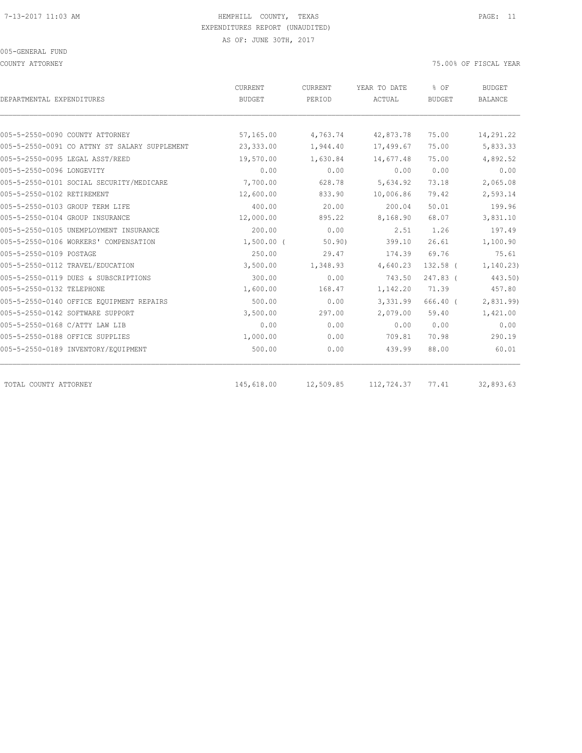HEMPHILL COUNTY, TEXAS
EXPENDITURES REPORT (UNAUDITED)
AS OF: JUNE 30TH, 2017

005-GENERAL FUND

COUNTY ATTORNEY

75.00% OF FISCAL YEAR

| DEPARTMENTAL EXPENDITURES | CURRENT BUDGET | CURRENT PERIOD | YEAR TO DATE ACTUAL | % OF BUDGET | BUDGET BALANCE |
|---|---|---|---|---|---|
| 005-5-2550-0090 COUNTY ATTORNEY | 57,165.00 | 4,763.74 | 42,873.78 | 75.00 | 14,291.22 |
| 005-5-2550-0091 CO ATTNY ST SALARY SUPPLEMENT | 23,333.00 | 1,944.40 | 17,499.67 | 75.00 | 5,833.33 |
| 005-5-2550-0095 LEGAL ASST/REED | 19,570.00 | 1,630.84 | 14,677.48 | 75.00 | 4,892.52 |
| 005-5-2550-0096 LONGEVITY | 0.00 | 0.00 | 0.00 | 0.00 | 0.00 |
| 005-5-2550-0101 SOCIAL SECURITY/MEDICARE | 7,700.00 | 628.78 | 5,634.92 | 73.18 | 2,065.08 |
| 005-5-2550-0102 RETIREMENT | 12,600.00 | 833.90 | 10,006.86 | 79.42 | 2,593.14 |
| 005-5-2550-0103 GROUP TERM LIFE | 400.00 | 20.00 | 200.04 | 50.01 | 199.96 |
| 005-5-2550-0104 GROUP INSURANCE | 12,000.00 | 895.22 | 8,168.90 | 68.07 | 3,831.10 |
| 005-5-2550-0105 UNEMPLOYMENT INSURANCE | 200.00 | 0.00 | 2.51 | 1.26 | 197.49 |
| 005-5-2550-0106 WORKERS' COMPENSATION | 1,500.00 | ( 50.90) | 399.10 | 26.61 | 1,100.90 |
| 005-5-2550-0109 POSTAGE | 250.00 | 29.47 | 174.39 | 69.76 | 75.61 |
| 005-5-2550-0112 TRAVEL/EDUCATION | 3,500.00 | 1,348.93 | 4,640.23 | 132.58 | ( 1,140.23) |
| 005-5-2550-0119 DUES & SUBSCRIPTIONS | 300.00 | 0.00 | 743.50 | 247.83 | ( 443.50) |
| 005-5-2550-0132 TELEPHONE | 1,600.00 | 168.47 | 1,142.20 | 71.39 | 457.80 |
| 005-5-2550-0140 OFFICE EQUIPMENT REPAIRS | 500.00 | 0.00 | 3,331.99 | 666.40 | ( 2,831.99) |
| 005-5-2550-0142 SOFTWARE SUPPORT | 3,500.00 | 297.00 | 2,079.00 | 59.40 | 1,421.00 |
| 005-5-2550-0168 C/ATTY LAW LIB | 0.00 | 0.00 | 0.00 | 0.00 | 0.00 |
| 005-5-2550-0188 OFFICE SUPPLIES | 1,000.00 | 0.00 | 709.81 | 70.98 | 290.19 |
| 005-5-2550-0189 INVENTORY/EQUIPMENT | 500.00 | 0.00 | 439.99 | 88.00 | 60.01 |
| TOTAL COUNTY ATTORNEY | 145,618.00 | 12,509.85 | 112,724.37 | 77.41 | 32,893.63 |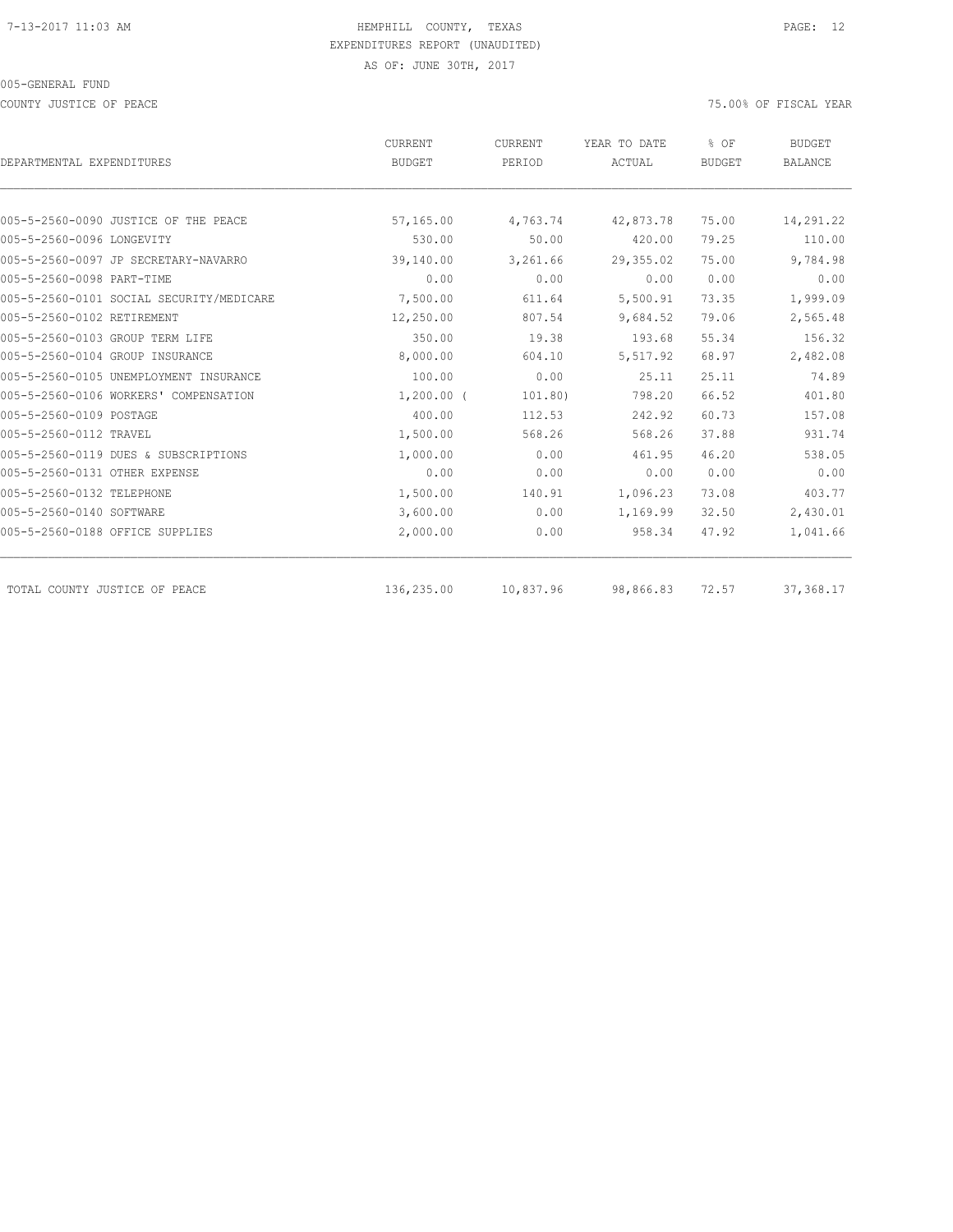HEMPHILL COUNTY, TEXAS
EXPENDITURES REPORT (UNAUDITED)
AS OF: JUNE 30TH, 2017

005-GENERAL FUND

COUNTY JUSTICE OF PEACE

75.00% OF FISCAL YEAR

| DEPARTMENTAL EXPENDITURES | CURRENT BUDGET | CURRENT PERIOD | YEAR TO DATE ACTUAL | % OF BUDGET | BUDGET BALANCE |
|---|---|---|---|---|---|
| 005-5-2560-0090 JUSTICE OF THE PEACE | 57,165.00 | 4,763.74 | 42,873.78 | 75.00 | 14,291.22 |
| 005-5-2560-0096 LONGEVITY | 530.00 | 50.00 | 420.00 | 79.25 | 110.00 |
| 005-5-2560-0097 JP SECRETARY-NAVARRO | 39,140.00 | 3,261.66 | 29,355.02 | 75.00 | 9,784.98 |
| 005-5-2560-0098 PART-TIME | 0.00 | 0.00 | 0.00 | 0.00 | 0.00 |
| 005-5-2560-0101 SOCIAL SECURITY/MEDICARE | 7,500.00 | 611.64 | 5,500.91 | 73.35 | 1,999.09 |
| 005-5-2560-0102 RETIREMENT | 12,250.00 | 807.54 | 9,684.52 | 79.06 | 2,565.48 |
| 005-5-2560-0103 GROUP TERM LIFE | 350.00 | 19.38 | 193.68 | 55.34 | 156.32 |
| 005-5-2560-0104 GROUP INSURANCE | 8,000.00 | 604.10 | 5,517.92 | 68.97 | 2,482.08 |
| 005-5-2560-0105 UNEMPLOYMENT INSURANCE | 100.00 | 0.00 | 25.11 | 25.11 | 74.89 |
| 005-5-2560-0106 WORKERS' COMPENSATION | 1,200.00 | ( 101.80) | 798.20 | 66.52 | 401.80 |
| 005-5-2560-0109 POSTAGE | 400.00 | 112.53 | 242.92 | 60.73 | 157.08 |
| 005-5-2560-0112 TRAVEL | 1,500.00 | 568.26 | 568.26 | 37.88 | 931.74 |
| 005-5-2560-0119 DUES & SUBSCRIPTIONS | 1,000.00 | 0.00 | 461.95 | 46.20 | 538.05 |
| 005-5-2560-0131 OTHER EXPENSE | 0.00 | 0.00 | 0.00 | 0.00 | 0.00 |
| 005-5-2560-0132 TELEPHONE | 1,500.00 | 140.91 | 1,096.23 | 73.08 | 403.77 |
| 005-5-2560-0140 SOFTWARE | 3,600.00 | 0.00 | 1,169.99 | 32.50 | 2,430.01 |
| 005-5-2560-0188 OFFICE SUPPLIES | 2,000.00 | 0.00 | 958.34 | 47.92 | 1,041.66 |
| TOTAL COUNTY JUSTICE OF PEACE | 136,235.00 | 10,837.96 | 98,866.83 | 72.57 | 37,368.17 |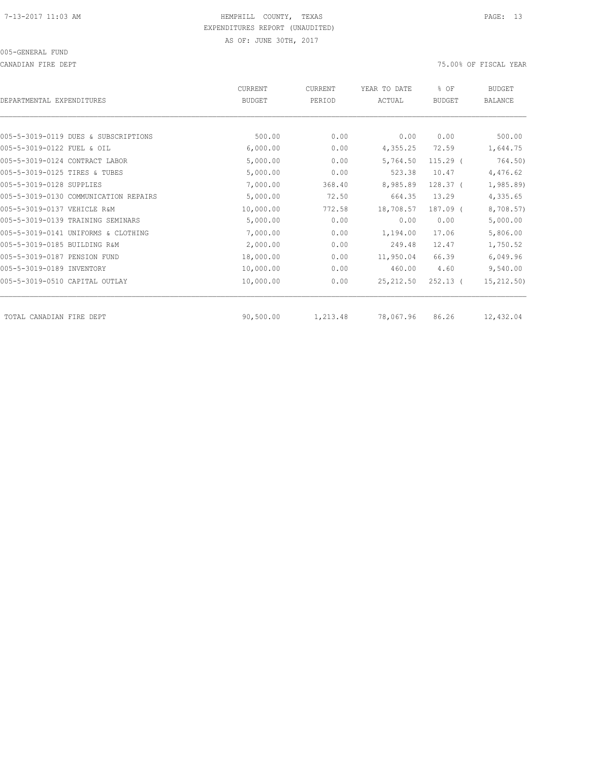HEMPHILL COUNTY, TEXAS
EXPENDITURES REPORT (UNAUDITED)
AS OF: JUNE 30TH, 2017

005-GENERAL FUND

CANADIAN FIRE DEPT

75.00% OF FISCAL YEAR

| DEPARTMENTAL EXPENDITURES | CURRENT BUDGET | CURRENT PERIOD | YEAR TO DATE ACTUAL | % OF BUDGET | BUDGET BALANCE |
|---|---|---|---|---|---|
| 005-5-3019-0119 DUES & SUBSCRIPTIONS | 500.00 | 0.00 | 0.00 | 0.00 | 500.00 |
| 005-5-3019-0122 FUEL & OIL | 6,000.00 | 0.00 | 4,355.25 | 72.59 | 1,644.75 |
| 005-5-3019-0124 CONTRACT LABOR | 5,000.00 | 0.00 | 5,764.50 | 115.29 ( | 764.50) |
| 005-5-3019-0125 TIRES & TUBES | 5,000.00 | 0.00 | 523.38 | 10.47 | 4,476.62 |
| 005-5-3019-0128 SUPPLIES | 7,000.00 | 368.40 | 8,985.89 | 128.37 ( | 1,985.89) |
| 005-5-3019-0130 COMMUNICATION REPAIRS | 5,000.00 | 72.50 | 664.35 | 13.29 | 4,335.65 |
| 005-5-3019-0137 VEHICLE R&M | 10,000.00 | 772.58 | 18,708.57 | 187.09 ( | 8,708.57) |
| 005-5-3019-0139 TRAINING SEMINARS | 5,000.00 | 0.00 | 0.00 | 0.00 | 5,000.00 |
| 005-5-3019-0141 UNIFORMS & CLOTHING | 7,000.00 | 0.00 | 1,194.00 | 17.06 | 5,806.00 |
| 005-5-3019-0185 BUILDING R&M | 2,000.00 | 0.00 | 249.48 | 12.47 | 1,750.52 |
| 005-5-3019-0187 PENSION FUND | 18,000.00 | 0.00 | 11,950.04 | 66.39 | 6,049.96 |
| 005-5-3019-0189 INVENTORY | 10,000.00 | 0.00 | 460.00 | 4.60 | 9,540.00 |
| 005-5-3019-0510 CAPITAL OUTLAY | 10,000.00 | 0.00 | 25,212.50 | 252.13 ( | 15,212.50) |
| TOTAL CANADIAN FIRE DEPT | 90,500.00 | 1,213.48 | 78,067.96 | 86.26 | 12,432.04 |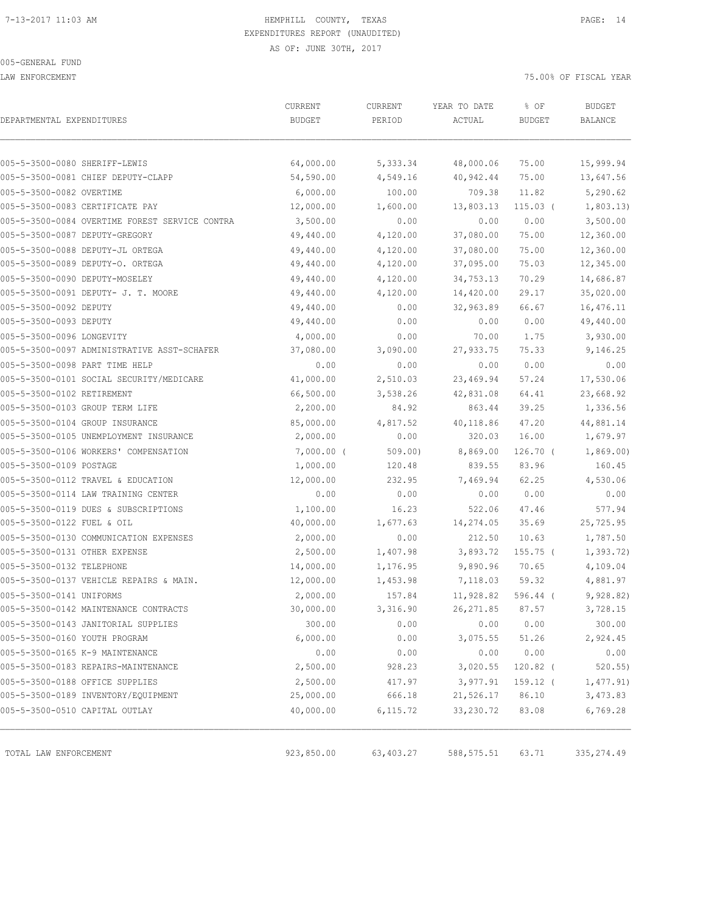7-13-2017 11:03 AM

# HEMPHILL COUNTY, TEXAS
## EXPENDITURES REPORT (UNAUDITED)
AS OF: JUNE 30TH, 2017

005-GENERAL FUND

LAW ENFORCEMENT — 75.00% OF FISCAL YEAR

| DEPARTMENTAL EXPENDITURES | CURRENT BUDGET | CURRENT PERIOD | YEAR TO DATE ACTUAL | % OF BUDGET | BUDGET BALANCE |
|---|---|---|---|---|---|
| 005-5-3500-0080 SHERIFF-LEWIS | 64,000.00 | 5,333.34 | 48,000.06 | 75.00 | 15,999.94 |
| 005-5-3500-0081 CHIEF DEPUTY-CLAPP | 54,590.00 | 4,549.16 | 40,942.44 | 75.00 | 13,647.56 |
| 005-5-3500-0082 OVERTIME | 6,000.00 | 100.00 | 709.38 | 11.82 | 5,290.62 |
| 005-5-3500-0083 CERTIFICATE PAY | 12,000.00 | 1,600.00 | 13,803.13 | 115.03 ( | 1,803.13) |
| 005-5-3500-0084 OVERTIME FOREST SERVICE CONTRA | 3,500.00 | 0.00 | 0.00 | 0.00 | 3,500.00 |
| 005-5-3500-0087 DEPUTY-GREGORY | 49,440.00 | 4,120.00 | 37,080.00 | 75.00 | 12,360.00 |
| 005-5-3500-0088 DEPUTY-JL ORTEGA | 49,440.00 | 4,120.00 | 37,080.00 | 75.00 | 12,360.00 |
| 005-5-3500-0089 DEPUTY-O. ORTEGA | 49,440.00 | 4,120.00 | 37,095.00 | 75.03 | 12,345.00 |
| 005-5-3500-0090 DEPUTY-MOSELEY | 49,440.00 | 4,120.00 | 34,753.13 | 70.29 | 14,686.87 |
| 005-5-3500-0091 DEPUTY- J. T. MOORE | 49,440.00 | 4,120.00 | 14,420.00 | 29.17 | 35,020.00 |
| 005-5-3500-0092 DEPUTY | 49,440.00 | 0.00 | 32,963.89 | 66.67 | 16,476.11 |
| 005-5-3500-0093 DEPUTY | 49,440.00 | 0.00 | 0.00 | 0.00 | 49,440.00 |
| 005-5-3500-0096 LONGEVITY | 4,000.00 | 0.00 | 70.00 | 1.75 | 3,930.00 |
| 005-5-3500-0097 ADMINISTRATIVE ASST-SCHAFER | 37,080.00 | 3,090.00 | 27,933.75 | 75.33 | 9,146.25 |
| 005-5-3500-0098 PART TIME HELP | 0.00 | 0.00 | 0.00 | 0.00 | 0.00 |
| 005-5-3500-0101 SOCIAL SECURITY/MEDICARE | 41,000.00 | 2,510.03 | 23,469.94 | 57.24 | 17,530.06 |
| 005-5-3500-0102 RETIREMENT | 66,500.00 | 3,538.26 | 42,831.08 | 64.41 | 23,668.92 |
| 005-5-3500-0103 GROUP TERM LIFE | 2,200.00 | 84.92 | 863.44 | 39.25 | 1,336.56 |
| 005-5-3500-0104 GROUP INSURANCE | 85,000.00 | 4,817.52 | 40,118.86 | 47.20 | 44,881.14 |
| 005-5-3500-0105 UNEMPLOYMENT INSURANCE | 2,000.00 | 0.00 | 320.03 | 16.00 | 1,679.97 |
| 005-5-3500-0106 WORKERS' COMPENSATION | 7,000.00 ( | 509.00) | 8,869.00 | 126.70 ( | 1,869.00) |
| 005-5-3500-0109 POSTAGE | 1,000.00 | 120.48 | 839.55 | 83.96 | 160.45 |
| 005-5-3500-0112 TRAVEL & EDUCATION | 12,000.00 | 232.95 | 7,469.94 | 62.25 | 4,530.06 |
| 005-5-3500-0114 LAW TRAINING CENTER | 0.00 | 0.00 | 0.00 | 0.00 | 0.00 |
| 005-5-3500-0119 DUES & SUBSCRIPTIONS | 1,100.00 | 16.23 | 522.06 | 47.46 | 577.94 |
| 005-5-3500-0122 FUEL & OIL | 40,000.00 | 1,677.63 | 14,274.05 | 35.69 | 25,725.95 |
| 005-5-3500-0130 COMMUNICATION EXPENSES | 2,000.00 | 0.00 | 212.50 | 10.63 | 1,787.50 |
| 005-5-3500-0131 OTHER EXPENSE | 2,500.00 | 1,407.98 | 3,893.72 | 155.75 ( | 1,393.72) |
| 005-5-3500-0132 TELEPHONE | 14,000.00 | 1,176.95 | 9,890.96 | 70.65 | 4,109.04 |
| 005-5-3500-0137 VEHICLE REPAIRS & MAIN. | 12,000.00 | 1,453.98 | 7,118.03 | 59.32 | 4,881.97 |
| 005-5-3500-0141 UNIFORMS | 2,000.00 | 157.84 | 11,928.82 | 596.44 ( | 9,928.82) |
| 005-5-3500-0142 MAINTENANCE CONTRACTS | 30,000.00 | 3,316.90 | 26,271.85 | 87.57 | 3,728.15 |
| 005-5-3500-0143 JANITORIAL SUPPLIES | 300.00 | 0.00 | 0.00 | 0.00 | 300.00 |
| 005-5-3500-0160 YOUTH PROGRAM | 6,000.00 | 0.00 | 3,075.55 | 51.26 | 2,924.45 |
| 005-5-3500-0165 K-9 MAINTENANCE | 0.00 | 0.00 | 0.00 | 0.00 | 0.00 |
| 005-5-3500-0183 REPAIRS-MAINTENANCE | 2,500.00 | 928.23 | 3,020.55 | 120.82 ( | 520.55) |
| 005-5-3500-0188 OFFICE SUPPLIES | 2,500.00 | 417.97 | 3,977.91 | 159.12 ( | 1,477.91) |
| 005-5-3500-0189 INVENTORY/EQUIPMENT | 25,000.00 | 666.18 | 21,526.17 | 86.10 | 3,473.83 |
| 005-5-3500-0510 CAPITAL OUTLAY | 40,000.00 | 6,115.72 | 33,230.72 | 83.08 | 6,769.28 |
| TOTAL LAW ENFORCEMENT | 923,850.00 | 63,403.27 | 588,575.51 | 63.71 | 335,274.49 |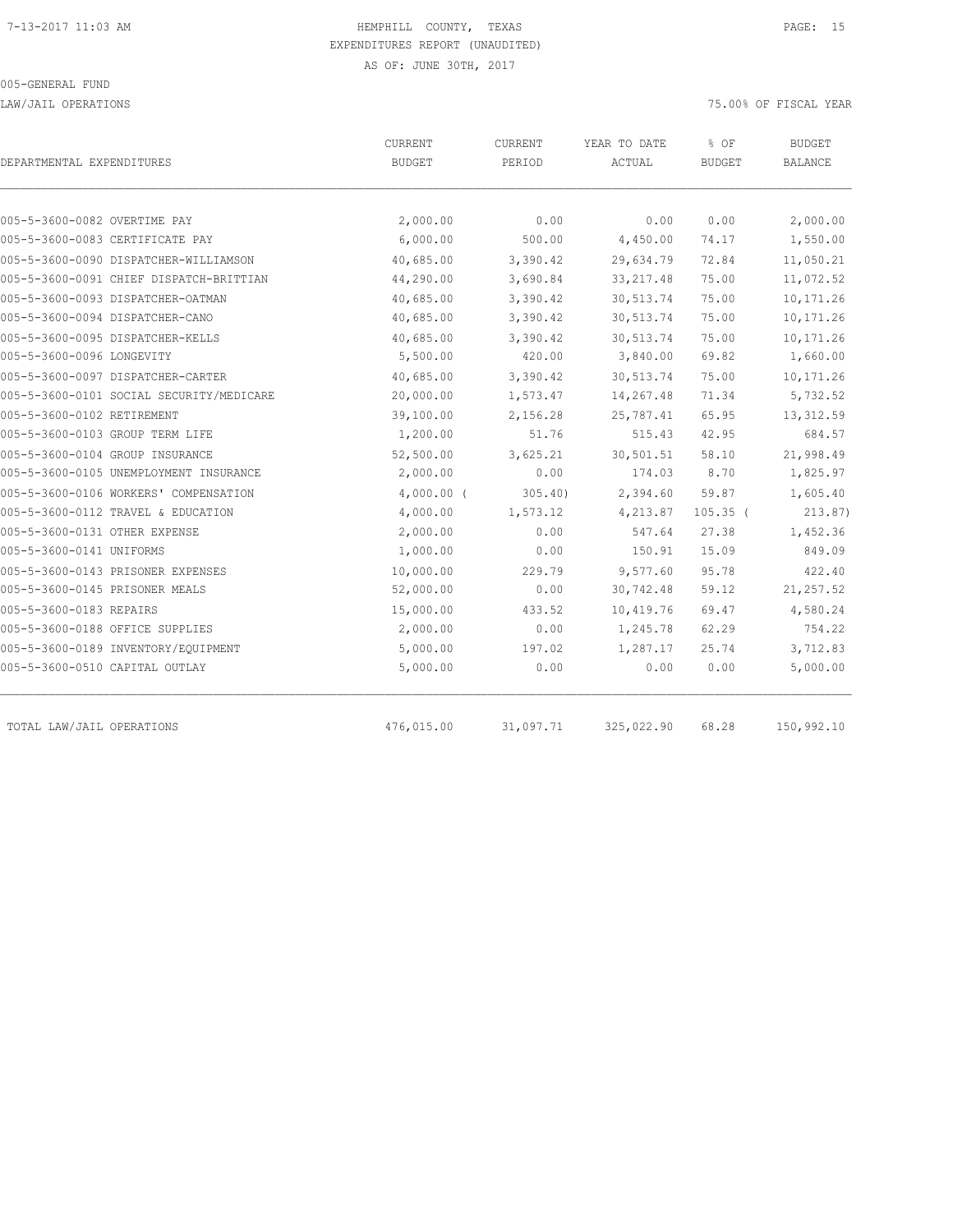HEMPHILL COUNTY, TEXAS
EXPENDITURES REPORT (UNAUDITED)
AS OF: JUNE 30TH, 2017

005-GENERAL FUND

LAW/JAIL OPERATIONS

75.00% OF FISCAL YEAR

| DEPARTMENTAL EXPENDITURES | CURRENT BUDGET | CURRENT PERIOD | YEAR TO DATE ACTUAL | % OF BUDGET | BUDGET BALANCE |
|---|---|---|---|---|---|
| 005-5-3600-0082 OVERTIME PAY | 2,000.00 | 0.00 | 0.00 | 0.00 | 2,000.00 |
| 005-5-3600-0083 CERTIFICATE PAY | 6,000.00 | 500.00 | 4,450.00 | 74.17 | 1,550.00 |
| 005-5-3600-0090 DISPATCHER-WILLIAMSON | 40,685.00 | 3,390.42 | 29,634.79 | 72.84 | 11,050.21 |
| 005-5-3600-0091 CHIEF DISPATCH-BRITTIAN | 44,290.00 | 3,690.84 | 33,217.48 | 75.00 | 11,072.52 |
| 005-5-3600-0093 DISPATCHER-OATMAN | 40,685.00 | 3,390.42 | 30,513.74 | 75.00 | 10,171.26 |
| 005-5-3600-0094 DISPATCHER-CANO | 40,685.00 | 3,390.42 | 30,513.74 | 75.00 | 10,171.26 |
| 005-5-3600-0095 DISPATCHER-KELLS | 40,685.00 | 3,390.42 | 30,513.74 | 75.00 | 10,171.26 |
| 005-5-3600-0096 LONGEVITY | 5,500.00 | 420.00 | 3,840.00 | 69.82 | 1,660.00 |
| 005-5-3600-0097 DISPATCHER-CARTER | 40,685.00 | 3,390.42 | 30,513.74 | 75.00 | 10,171.26 |
| 005-5-3600-0101 SOCIAL SECURITY/MEDICARE | 20,000.00 | 1,573.47 | 14,267.48 | 71.34 | 5,732.52 |
| 005-5-3600-0102 RETIREMENT | 39,100.00 | 2,156.28 | 25,787.41 | 65.95 | 13,312.59 |
| 005-5-3600-0103 GROUP TERM LIFE | 1,200.00 | 51.76 | 515.43 | 42.95 | 684.57 |
| 005-5-3600-0104 GROUP INSURANCE | 52,500.00 | 3,625.21 | 30,501.51 | 58.10 | 21,998.49 |
| 005-5-3600-0105 UNEMPLOYMENT INSURANCE | 2,000.00 | 0.00 | 174.03 | 8.70 | 1,825.97 |
| 005-5-3600-0106 WORKERS' COMPENSATION | 4,000.00 | (305.40) | 2,394.60 | 59.87 | 1,605.40 |
| 005-5-3600-0112 TRAVEL & EDUCATION | 4,000.00 | 1,573.12 | 4,213.87 | 105.35 | (213.87) |
| 005-5-3600-0131 OTHER EXPENSE | 2,000.00 | 0.00 | 547.64 | 27.38 | 1,452.36 |
| 005-5-3600-0141 UNIFORMS | 1,000.00 | 0.00 | 150.91 | 15.09 | 849.09 |
| 005-5-3600-0143 PRISONER EXPENSES | 10,000.00 | 229.79 | 9,577.60 | 95.78 | 422.40 |
| 005-5-3600-0145 PRISONER MEALS | 52,000.00 | 0.00 | 30,742.48 | 59.12 | 21,257.52 |
| 005-5-3600-0183 REPAIRS | 15,000.00 | 433.52 | 10,419.76 | 69.47 | 4,580.24 |
| 005-5-3600-0188 OFFICE SUPPLIES | 2,000.00 | 0.00 | 1,245.78 | 62.29 | 754.22 |
| 005-5-3600-0189 INVENTORY/EQUIPMENT | 5,000.00 | 197.02 | 1,287.17 | 25.74 | 3,712.83 |
| 005-5-3600-0510 CAPITAL OUTLAY | 5,000.00 | 0.00 | 0.00 | 0.00 | 5,000.00 |
| TOTAL LAW/JAIL OPERATIONS | 476,015.00 | 31,097.71 | 325,022.90 | 68.28 | 150,992.10 |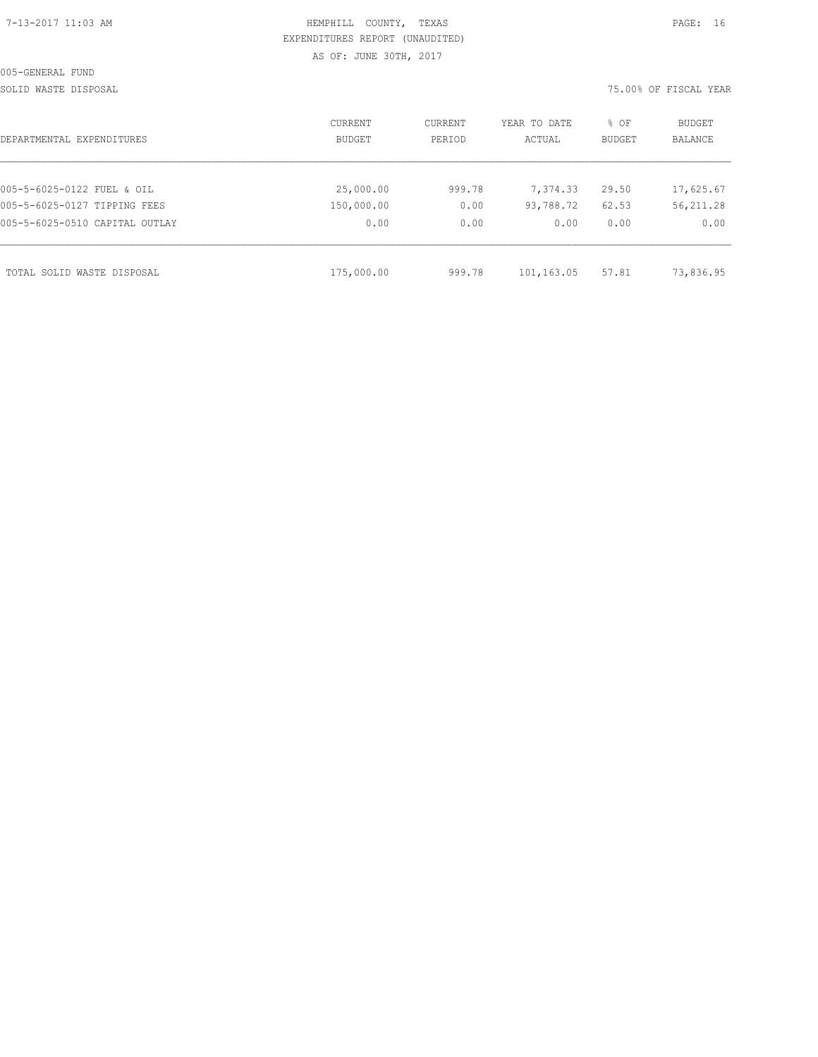HEMPHILL COUNTY, TEXAS
EXPENDITURES REPORT (UNAUDITED)
AS OF: JUNE 30TH, 2017

005-GENERAL FUND

SOLID WASTE DISPOSAL

75.00% OF FISCAL YEAR

| DEPARTMENTAL EXPENDITURES | CURRENT BUDGET | CURRENT PERIOD | YEAR TO DATE ACTUAL | % OF BUDGET | BUDGET BALANCE |
|---|---|---|---|---|---|
| 005-5-6025-0122 FUEL & OIL | 25,000.00 | 999.78 | 7,374.33 | 29.50 | 17,625.67 |
| 005-5-6025-0127 TIPPING FEES | 150,000.00 | 0.00 | 93,788.72 | 62.53 | 56,211.28 |
| 005-5-6025-0510 CAPITAL OUTLAY | 0.00 | 0.00 | 0.00 | 0.00 | 0.00 |
| TOTAL SOLID WASTE DISPOSAL | 175,000.00 | 999.78 | 101,163.05 | 57.81 | 73,836.95 |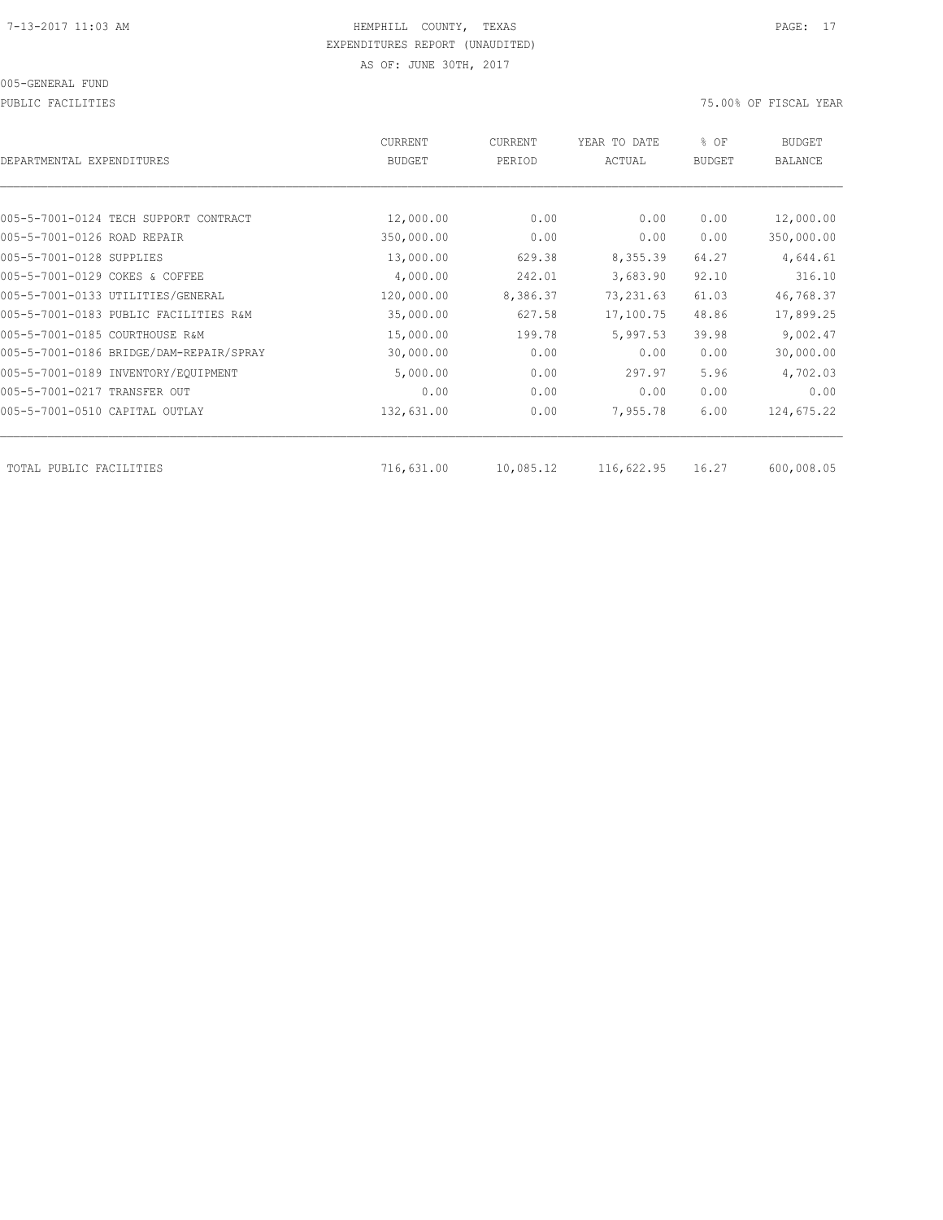HEMPHILL COUNTY, TEXAS
EXPENDITURES REPORT (UNAUDITED)
AS OF: JUNE 30TH, 2017

005-GENERAL FUND

PUBLIC FACILITIES

75.00% OF FISCAL YEAR

| DEPARTMENTAL EXPENDITURES | CURRENT BUDGET | CURRENT PERIOD | YEAR TO DATE ACTUAL | % OF BUDGET | BUDGET BALANCE |
|---|---|---|---|---|---|
| 005-5-7001-0124 TECH SUPPORT CONTRACT | 12,000.00 | 0.00 | 0.00 | 0.00 | 12,000.00 |
| 005-5-7001-0126 ROAD REPAIR | 350,000.00 | 0.00 | 0.00 | 0.00 | 350,000.00 |
| 005-5-7001-0128 SUPPLIES | 13,000.00 | 629.38 | 8,355.39 | 64.27 | 4,644.61 |
| 005-5-7001-0129 COKES & COFFEE | 4,000.00 | 242.01 | 3,683.90 | 92.10 | 316.10 |
| 005-5-7001-0133 UTILITIES/GENERAL | 120,000.00 | 8,386.37 | 73,231.63 | 61.03 | 46,768.37 |
| 005-5-7001-0183 PUBLIC FACILITIES R&M | 35,000.00 | 627.58 | 17,100.75 | 48.86 | 17,899.25 |
| 005-5-7001-0185 COURTHOUSE R&M | 15,000.00 | 199.78 | 5,997.53 | 39.98 | 9,002.47 |
| 005-5-7001-0186 BRIDGE/DAM-REPAIR/SPRAY | 30,000.00 | 0.00 | 0.00 | 0.00 | 30,000.00 |
| 005-5-7001-0189 INVENTORY/EQUIPMENT | 5,000.00 | 0.00 | 297.97 | 5.96 | 4,702.03 |
| 005-5-7001-0217 TRANSFER OUT | 0.00 | 0.00 | 0.00 | 0.00 | 0.00 |
| 005-5-7001-0510 CAPITAL OUTLAY | 132,631.00 | 0.00 | 7,955.78 | 6.00 | 124,675.22 |
| TOTAL PUBLIC FACILITIES | 716,631.00 | 10,085.12 | 116,622.95 | 16.27 | 600,008.05 |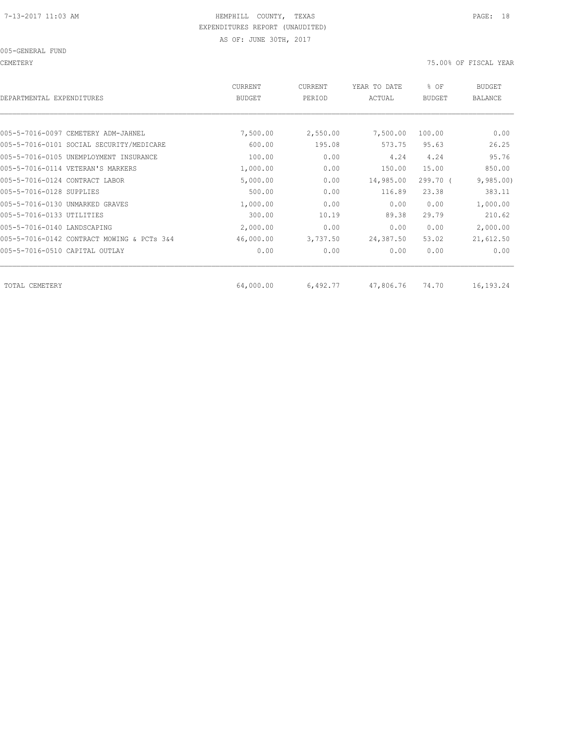HEMPHILL COUNTY, TEXAS
EXPENDITURES REPORT (UNAUDITED)
AS OF: JUNE 30TH, 2017

005-GENERAL FUND

CEMETERY — 75.00% OF FISCAL YEAR

| DEPARTMENTAL EXPENDITURES | CURRENT BUDGET | CURRENT PERIOD | YEAR TO DATE ACTUAL | % OF BUDGET | BUDGET BALANCE |
|---|---|---|---|---|---|
| 005-5-7016-0097 CEMETERY ADM-JAHNEL | 7,500.00 | 2,550.00 | 7,500.00 | 100.00 | 0.00 |
| 005-5-7016-0101 SOCIAL SECURITY/MEDICARE | 600.00 | 195.08 | 573.75 | 95.63 | 26.25 |
| 005-5-7016-0105 UNEMPLOYMENT INSURANCE | 100.00 | 0.00 | 4.24 | 4.24 | 95.76 |
| 005-5-7016-0114 VETERAN'S MARKERS | 1,000.00 | 0.00 | 150.00 | 15.00 | 850.00 |
| 005-5-7016-0124 CONTRACT LABOR | 5,000.00 | 0.00 | 14,985.00 | 299.70 | ( 9,985.00) |
| 005-5-7016-0128 SUPPLIES | 500.00 | 0.00 | 116.89 | 23.38 | 383.11 |
| 005-5-7016-0130 UNMARKED GRAVES | 1,000.00 | 0.00 | 0.00 | 0.00 | 1,000.00 |
| 005-5-7016-0133 UTILITIES | 300.00 | 10.19 | 89.38 | 29.79 | 210.62 |
| 005-5-7016-0140 LANDSCAPING | 2,000.00 | 0.00 | 0.00 | 0.00 | 2,000.00 |
| 005-5-7016-0142 CONTRACT MOWING & PCTs 3&4 | 46,000.00 | 3,737.50 | 24,387.50 | 53.02 | 21,612.50 |
| 005-5-7016-0510 CAPITAL OUTLAY | 0.00 | 0.00 | 0.00 | 0.00 | 0.00 |
| TOTAL CEMETERY | 64,000.00 | 6,492.77 | 47,806.76 | 74.70 | 16,193.24 |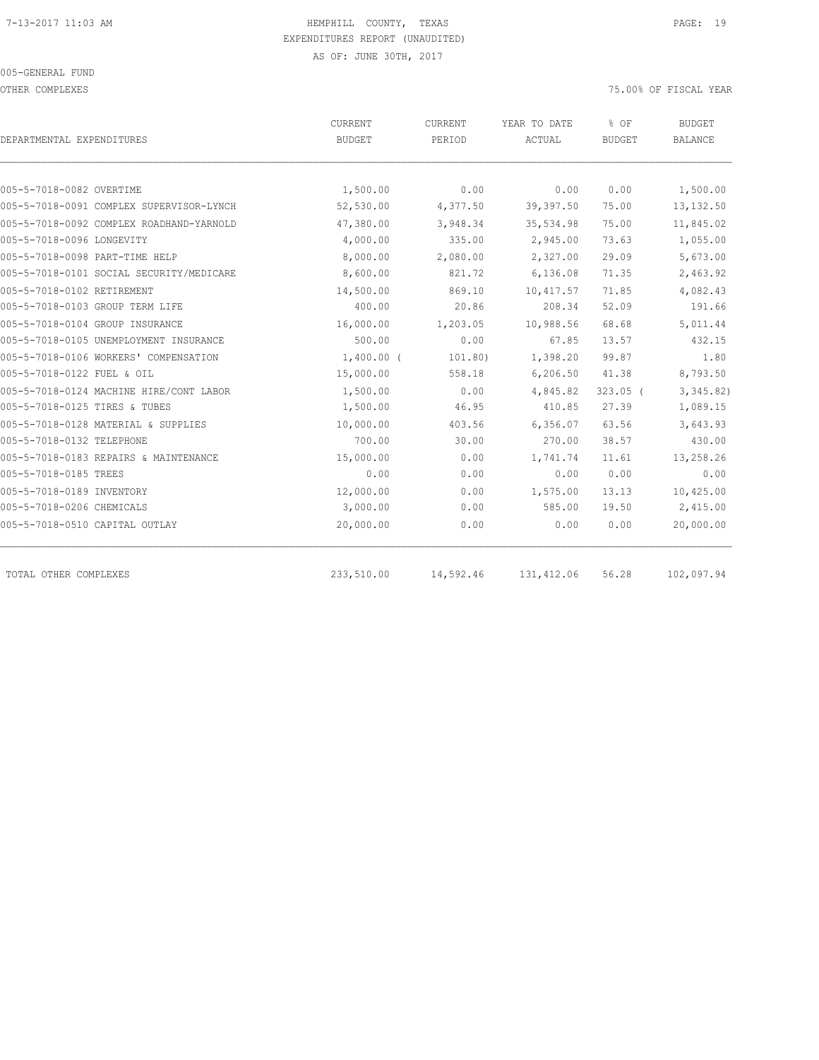HEMPHILL COUNTY, TEXAS
EXPENDITURES REPORT (UNAUDITED)
AS OF: JUNE 30TH, 2017

7-13-2017 11:03 AM

005-GENERAL FUND
OTHER COMPLEXES

75.00% OF FISCAL YEAR

| DEPARTMENTAL EXPENDITURES | CURRENT BUDGET | CURRENT PERIOD | YEAR TO DATE ACTUAL | % OF BUDGET | BUDGET BALANCE |
|---|---|---|---|---|---|
| 005-5-7018-0082 OVERTIME | 1,500.00 | 0.00 | 0.00 | 0.00 | 1,500.00 |
| 005-5-7018-0091 COMPLEX SUPERVISOR-LYNCH | 52,530.00 | 4,377.50 | 39,397.50 | 75.00 | 13,132.50 |
| 005-5-7018-0092 COMPLEX ROADHAND-YARNOLD | 47,380.00 | 3,948.34 | 35,534.98 | 75.00 | 11,845.02 |
| 005-5-7018-0096 LONGEVITY | 4,000.00 | 335.00 | 2,945.00 | 73.63 | 1,055.00 |
| 005-5-7018-0098 PART-TIME HELP | 8,000.00 | 2,080.00 | 2,327.00 | 29.09 | 5,673.00 |
| 005-5-7018-0101 SOCIAL SECURITY/MEDICARE | 8,600.00 | 821.72 | 6,136.08 | 71.35 | 2,463.92 |
| 005-5-7018-0102 RETIREMENT | 14,500.00 | 869.10 | 10,417.57 | 71.85 | 4,082.43 |
| 005-5-7018-0103 GROUP TERM LIFE | 400.00 | 20.86 | 208.34 | 52.09 | 191.66 |
| 005-5-7018-0104 GROUP INSURANCE | 16,000.00 | 1,203.05 | 10,988.56 | 68.68 | 5,011.44 |
| 005-5-7018-0105 UNEMPLOYMENT INSURANCE | 500.00 | 0.00 | 67.85 | 13.57 | 432.15 |
| 005-5-7018-0106 WORKERS' COMPENSATION | 1,400.00 | ( 101.80) | 1,398.20 | 99.87 | 1.80 |
| 005-5-7018-0122 FUEL & OIL | 15,000.00 | 558.18 | 6,206.50 | 41.38 | 8,793.50 |
| 005-5-7018-0124 MACHINE HIRE/CONT LABOR | 1,500.00 | 0.00 | 4,845.82 | 323.05 | ( 3,345.82) |
| 005-5-7018-0125 TIRES & TUBES | 1,500.00 | 46.95 | 410.85 | 27.39 | 1,089.15 |
| 005-5-7018-0128 MATERIAL & SUPPLIES | 10,000.00 | 403.56 | 6,356.07 | 63.56 | 3,643.93 |
| 005-5-7018-0132 TELEPHONE | 700.00 | 30.00 | 270.00 | 38.57 | 430.00 |
| 005-5-7018-0183 REPAIRS & MAINTENANCE | 15,000.00 | 0.00 | 1,741.74 | 11.61 | 13,258.26 |
| 005-5-7018-0185 TREES | 0.00 | 0.00 | 0.00 | 0.00 | 0.00 |
| 005-5-7018-0189 INVENTORY | 12,000.00 | 0.00 | 1,575.00 | 13.13 | 10,425.00 |
| 005-5-7018-0206 CHEMICALS | 3,000.00 | 0.00 | 585.00 | 19.50 | 2,415.00 |
| 005-5-7018-0510 CAPITAL OUTLAY | 20,000.00 | 0.00 | 0.00 | 0.00 | 20,000.00 |
| TOTAL OTHER COMPLEXES | 233,510.00 | 14,592.46 | 131,412.06 | 56.28 | 102,097.94 |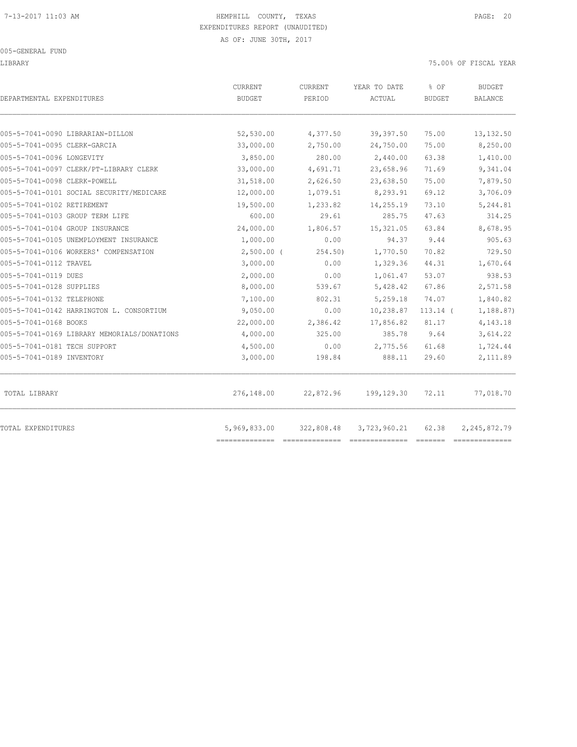HEMPHILL COUNTY, TEXAS
EXPENDITURES REPORT (UNAUDITED)
AS OF: JUNE 30TH, 2017

005-GENERAL FUND

LIBRARY

75.00% OF FISCAL YEAR

| DEPARTMENTAL EXPENDITURES | CURRENT BUDGET | CURRENT PERIOD | YEAR TO DATE ACTUAL | % OF BUDGET | BUDGET BALANCE |
|---|---|---|---|---|---|
| 005-5-7041-0090 LIBRARIAN-DILLON | 52,530.00 | 4,377.50 | 39,397.50 | 75.00 | 13,132.50 |
| 005-5-7041-0095 CLERK-GARCIA | 33,000.00 | 2,750.00 | 24,750.00 | 75.00 | 8,250.00 |
| 005-5-7041-0096 LONGEVITY | 3,850.00 | 280.00 | 2,440.00 | 63.38 | 1,410.00 |
| 005-5-7041-0097 CLERK/PT-LIBRARY CLERK | 33,000.00 | 4,691.71 | 23,658.96 | 71.69 | 9,341.04 |
| 005-5-7041-0098 CLERK-POWELL | 31,518.00 | 2,626.50 | 23,638.50 | 75.00 | 7,879.50 |
| 005-5-7041-0101 SOCIAL SECURITY/MEDICARE | 12,000.00 | 1,079.51 | 8,293.91 | 69.12 | 3,706.09 |
| 005-5-7041-0102 RETIREMENT | 19,500.00 | 1,233.82 | 14,255.19 | 73.10 | 5,244.81 |
| 005-5-7041-0103 GROUP TERM LIFE | 600.00 | 29.61 | 285.75 | 47.63 | 314.25 |
| 005-5-7041-0104 GROUP INSURANCE | 24,000.00 | 1,806.57 | 15,321.05 | 63.84 | 8,678.95 |
| 005-5-7041-0105 UNEMPLOYMENT INSURANCE | 1,000.00 | 0.00 | 94.37 | 9.44 | 905.63 |
| 005-5-7041-0106 WORKERS' COMPENSATION | 2,500.00 | ( 254.50) | 1,770.50 | 70.82 | 729.50 |
| 005-5-7041-0112 TRAVEL | 3,000.00 | 0.00 | 1,329.36 | 44.31 | 1,670.64 |
| 005-5-7041-0119 DUES | 2,000.00 | 0.00 | 1,061.47 | 53.07 | 938.53 |
| 005-5-7041-0128 SUPPLIES | 8,000.00 | 539.67 | 5,428.42 | 67.86 | 2,571.58 |
| 005-5-7041-0132 TELEPHONE | 7,100.00 | 802.31 | 5,259.18 | 74.07 | 1,840.82 |
| 005-5-7041-0142 HARRINGTON L. CONSORTIUM | 9,050.00 | 0.00 | 10,238.87 | 113.14 | ( 1,188.87) |
| 005-5-7041-0168 BOOKS | 22,000.00 | 2,386.42 | 17,856.82 | 81.17 | 4,143.18 |
| 005-5-7041-0169 LIBRARY MEMORIALS/DONATIONS | 4,000.00 | 325.00 | 385.78 | 9.64 | 3,614.22 |
| 005-5-7041-0181 TECH SUPPORT | 4,500.00 | 0.00 | 2,775.56 | 61.68 | 1,724.44 |
| 005-5-7041-0189 INVENTORY | 3,000.00 | 198.84 | 888.11 | 29.60 | 2,111.89 |
| TOTAL LIBRARY | 276,148.00 | 22,872.96 | 199,129.30 | 72.11 | 77,018.70 |
| TOTAL EXPENDITURES | 5,969,833.00 | 322,808.48 | 3,723,960.21 | 62.38 | 2,245,872.79 |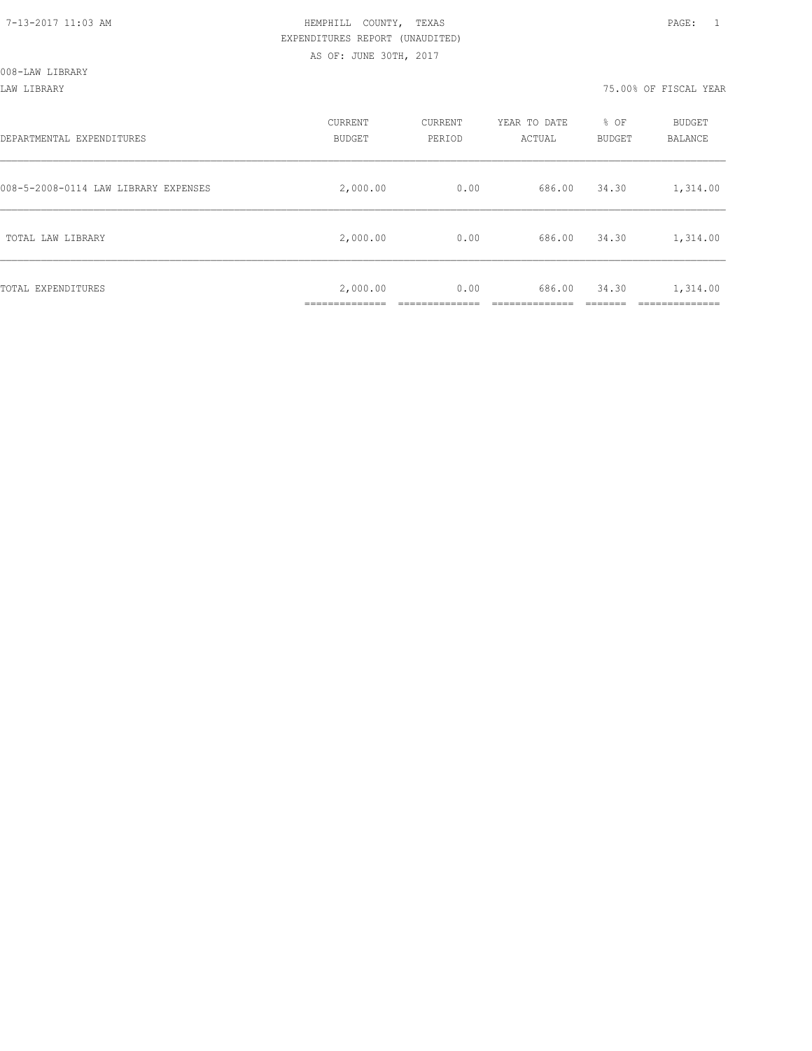HEMPHILL COUNTY, TEXAS
EXPENDITURES REPORT (UNAUDITED)
AS OF: JUNE 30TH, 2017

008-LAW LIBRARY

LAW LIBRARY — 75.00% OF FISCAL YEAR

| DEPARTMENTAL EXPENDITURES | CURRENT BUDGET | CURRENT PERIOD | YEAR TO DATE ACTUAL | % OF BUDGET | BUDGET BALANCE |
|---|---|---|---|---|---|
| 008-5-2008-0114 LAW LIBRARY EXPENSES | 2,000.00 | 0.00 | 686.00 | 34.30 | 1,314.00 |
| TOTAL LAW LIBRARY | 2,000.00 | 0.00 | 686.00 | 34.30 | 1,314.00 |
| TOTAL EXPENDITURES | 2,000.00 | 0.00 | 686.00 | 34.30 | 1,314.00 |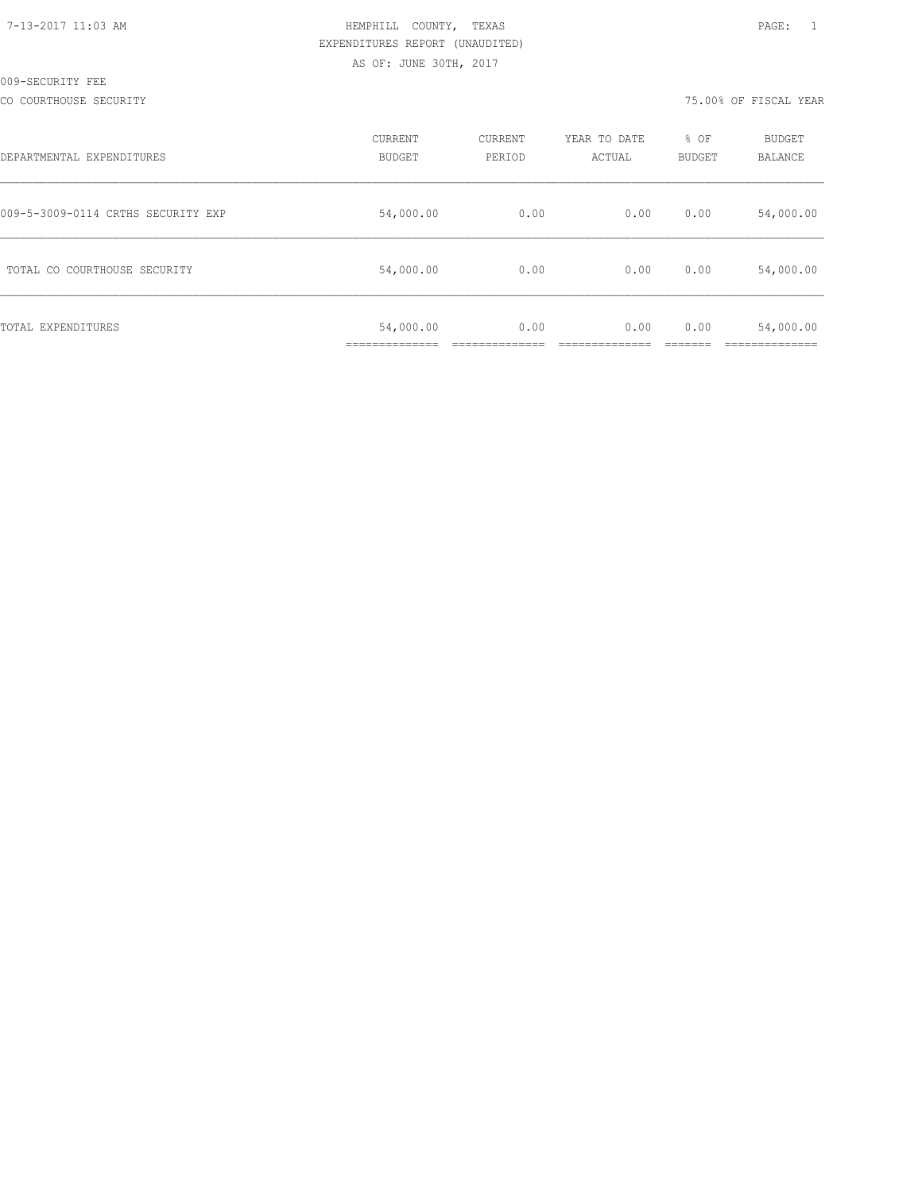HEMPHILL COUNTY, TEXAS
EXPENDITURES REPORT (UNAUDITED)
AS OF: JUNE 30TH, 2017

009-SECURITY FEE

CO COURTHOUSE SECURITY — 75.00% OF FISCAL YEAR

| DEPARTMENTAL EXPENDITURES | CURRENT BUDGET | CURRENT PERIOD | YEAR TO DATE ACTUAL | % OF BUDGET | BUDGET BALANCE |
|---|---|---|---|---|---|
| 009-5-3009-0114 CRTHS SECURITY EXP | 54,000.00 | 0.00 | 0.00 | 0.00 | 54,000.00 |
| TOTAL CO COURTHOUSE SECURITY | 54,000.00 | 0.00 | 0.00 | 0.00 | 54,000.00 |
| TOTAL EXPENDITURES | 54,000.00 | 0.00 | 0.00 | 0.00 | 54,000.00 |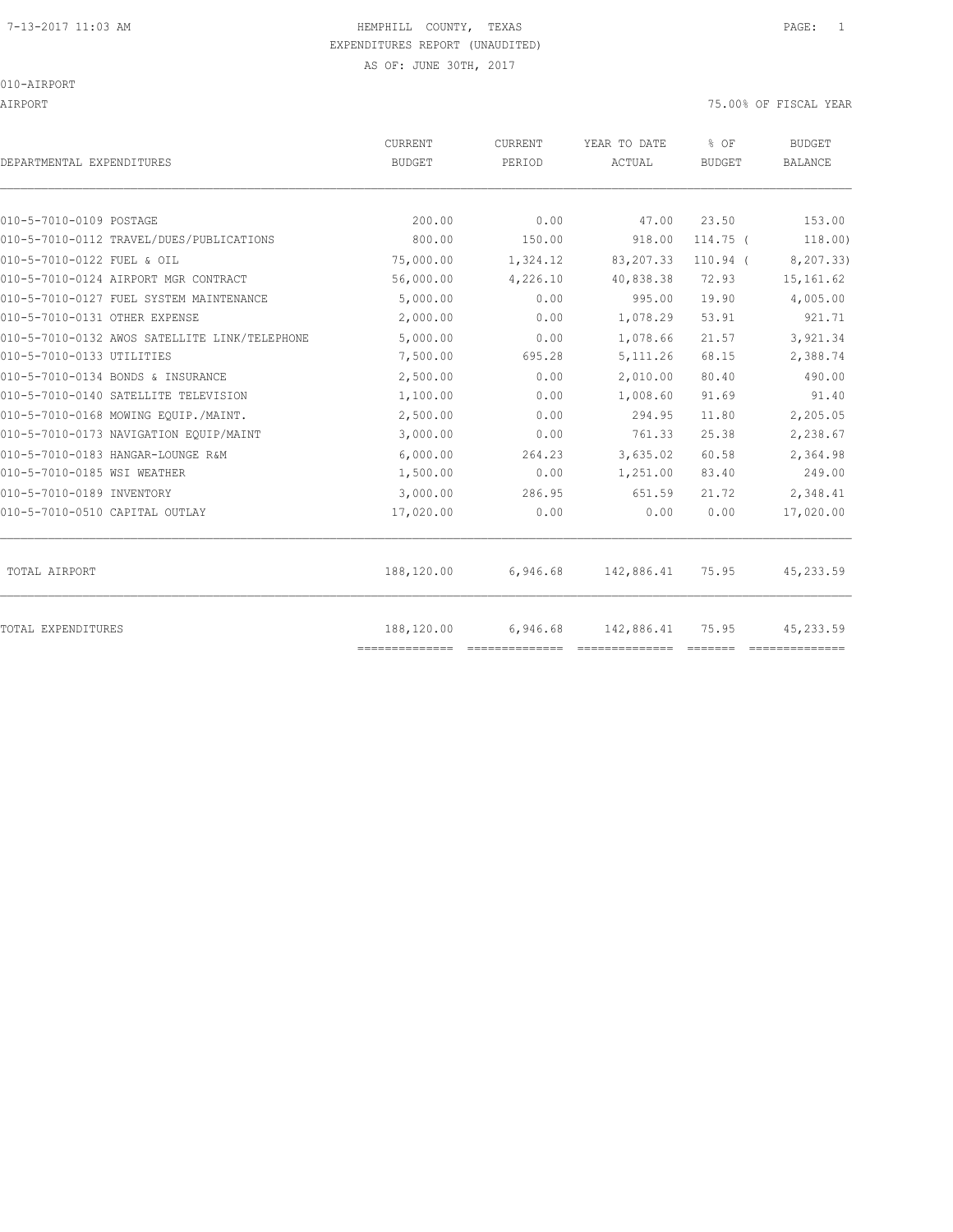HEMPHILL COUNTY, TEXAS
EXPENDITURES REPORT (UNAUDITED)
AS OF: JUNE 30TH, 2017

010-AIRPORT

AIRPORT — 75.00% OF FISCAL YEAR

| DEPARTMENTAL EXPENDITURES | CURRENT BUDGET | CURRENT PERIOD | YEAR TO DATE ACTUAL | % OF BUDGET | BUDGET BALANCE |
|---|---|---|---|---|---|
| 010-5-7010-0109 POSTAGE | 200.00 | 0.00 | 47.00 | 23.50 | 153.00 |
| 010-5-7010-0112 TRAVEL/DUES/PUBLICATIONS | 800.00 | 150.00 | 918.00 | 114.75 ( | 118.00) |
| 010-5-7010-0122 FUEL & OIL | 75,000.00 | 1,324.12 | 83,207.33 | 110.94 ( | 8,207.33) |
| 010-5-7010-0124 AIRPORT MGR CONTRACT | 56,000.00 | 4,226.10 | 40,838.38 | 72.93 | 15,161.62 |
| 010-5-7010-0127 FUEL SYSTEM MAINTENANCE | 5,000.00 | 0.00 | 995.00 | 19.90 | 4,005.00 |
| 010-5-7010-0131 OTHER EXPENSE | 2,000.00 | 0.00 | 1,078.29 | 53.91 | 921.71 |
| 010-5-7010-0132 AWOS SATELLITE LINK/TELEPHONE | 5,000.00 | 0.00 | 1,078.66 | 21.57 | 3,921.34 |
| 010-5-7010-0133 UTILITIES | 7,500.00 | 695.28 | 5,111.26 | 68.15 | 2,388.74 |
| 010-5-7010-0134 BONDS & INSURANCE | 2,500.00 | 0.00 | 2,010.00 | 80.40 | 490.00 |
| 010-5-7010-0140 SATELLITE TELEVISION | 1,100.00 | 0.00 | 1,008.60 | 91.69 | 91.40 |
| 010-5-7010-0168 MOWING EQUIP./MAINT. | 2,500.00 | 0.00 | 294.95 | 11.80 | 2,205.05 |
| 010-5-7010-0173 NAVIGATION EQUIP/MAINT | 3,000.00 | 0.00 | 761.33 | 25.38 | 2,238.67 |
| 010-5-7010-0183 HANGAR-LOUNGE R&M | 6,000.00 | 264.23 | 3,635.02 | 60.58 | 2,364.98 |
| 010-5-7010-0185 WSI WEATHER | 1,500.00 | 0.00 | 1,251.00 | 83.40 | 249.00 |
| 010-5-7010-0189 INVENTORY | 3,000.00 | 286.95 | 651.59 | 21.72 | 2,348.41 |
| 010-5-7010-0510 CAPITAL OUTLAY | 17,020.00 | 0.00 | 0.00 | 0.00 | 17,020.00 |
| TOTAL AIRPORT | 188,120.00 | 6,946.68 | 142,886.41 | 75.95 | 45,233.59 |
| TOTAL EXPENDITURES | 188,120.00 | 6,946.68 | 142,886.41 | 75.95 | 45,233.59 |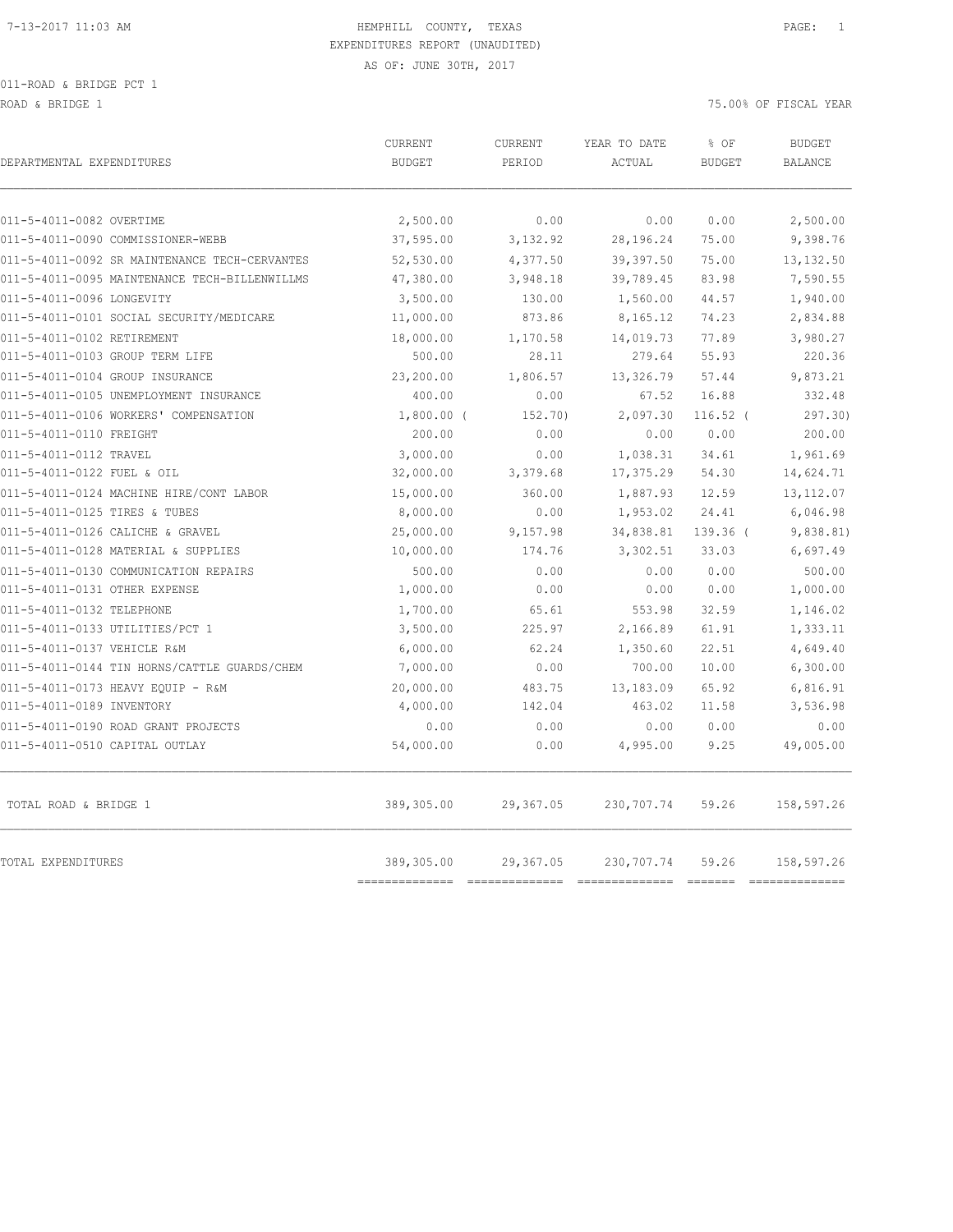HEMPHILL COUNTY, TEXAS
EXPENDITURES REPORT (UNAUDITED)
AS OF: JUNE 30TH, 2017

011-ROAD & BRIDGE PCT 1
ROAD & BRIDGE 1

75.00% OF FISCAL YEAR

| DEPARTMENTAL EXPENDITURES | CURRENT BUDGET | CURRENT PERIOD | YEAR TO DATE ACTUAL | % OF BUDGET | BUDGET BALANCE |
|---|---|---|---|---|---|
| 011-5-4011-0082 OVERTIME | 2,500.00 | 0.00 | 0.00 | 0.00 | 2,500.00 |
| 011-5-4011-0090 COMMISSIONER-WEBB | 37,595.00 | 3,132.92 | 28,196.24 | 75.00 | 9,398.76 |
| 011-5-4011-0092 SR MAINTENANCE TECH-CERVANTES | 52,530.00 | 4,377.50 | 39,397.50 | 75.00 | 13,132.50 |
| 011-5-4011-0095 MAINTENANCE TECH-BILLENWILLMS | 47,380.00 | 3,948.18 | 39,789.45 | 83.98 | 7,590.55 |
| 011-5-4011-0096 LONGEVITY | 3,500.00 | 130.00 | 1,560.00 | 44.57 | 1,940.00 |
| 011-5-4011-0101 SOCIAL SECURITY/MEDICARE | 11,000.00 | 873.86 | 8,165.12 | 74.23 | 2,834.88 |
| 011-5-4011-0102 RETIREMENT | 18,000.00 | 1,170.58 | 14,019.73 | 77.89 | 3,980.27 |
| 011-5-4011-0103 GROUP TERM LIFE | 500.00 | 28.11 | 279.64 | 55.93 | 220.36 |
| 011-5-4011-0104 GROUP INSURANCE | 23,200.00 | 1,806.57 | 13,326.79 | 57.44 | 9,873.21 |
| 011-5-4011-0105 UNEMPLOYMENT INSURANCE | 400.00 | 0.00 | 67.52 | 16.88 | 332.48 |
| 011-5-4011-0106 WORKERS' COMPENSATION | 1,800.00 | ( 152.70) | 2,097.30 | 116.52 | ( 297.30) |
| 011-5-4011-0110 FREIGHT | 200.00 | 0.00 | 0.00 | 0.00 | 200.00 |
| 011-5-4011-0112 TRAVEL | 3,000.00 | 0.00 | 1,038.31 | 34.61 | 1,961.69 |
| 011-5-4011-0122 FUEL & OIL | 32,000.00 | 3,379.68 | 17,375.29 | 54.30 | 14,624.71 |
| 011-5-4011-0124 MACHINE HIRE/CONT LABOR | 15,000.00 | 360.00 | 1,887.93 | 12.59 | 13,112.07 |
| 011-5-4011-0125 TIRES & TUBES | 8,000.00 | 0.00 | 1,953.02 | 24.41 | 6,046.98 |
| 011-5-4011-0126 CALICHE & GRAVEL | 25,000.00 | 9,157.98 | 34,838.81 | 139.36 | ( 9,838.81) |
| 011-5-4011-0128 MATERIAL & SUPPLIES | 10,000.00 | 174.76 | 3,302.51 | 33.03 | 6,697.49 |
| 011-5-4011-0130 COMMUNICATION REPAIRS | 500.00 | 0.00 | 0.00 | 0.00 | 500.00 |
| 011-5-4011-0131 OTHER EXPENSE | 1,000.00 | 0.00 | 0.00 | 0.00 | 1,000.00 |
| 011-5-4011-0132 TELEPHONE | 1,700.00 | 65.61 | 553.98 | 32.59 | 1,146.02 |
| 011-5-4011-0133 UTILITIES/PCT 1 | 3,500.00 | 225.97 | 2,166.89 | 61.91 | 1,333.11 |
| 011-5-4011-0137 VEHICLE R&M | 6,000.00 | 62.24 | 1,350.60 | 22.51 | 4,649.40 |
| 011-5-4011-0144 TIN HORNS/CATTLE GUARDS/CHEM | 7,000.00 | 0.00 | 700.00 | 10.00 | 6,300.00 |
| 011-5-4011-0173 HEAVY EQUIP - R&M | 20,000.00 | 483.75 | 13,183.09 | 65.92 | 6,816.91 |
| 011-5-4011-0189 INVENTORY | 4,000.00 | 142.04 | 463.02 | 11.58 | 3,536.98 |
| 011-5-4011-0190 ROAD GRANT PROJECTS | 0.00 | 0.00 | 0.00 | 0.00 | 0.00 |
| 011-5-4011-0510 CAPITAL OUTLAY | 54,000.00 | 0.00 | 4,995.00 | 9.25 | 49,005.00 |
| TOTAL ROAD & BRIDGE 1 | 389,305.00 | 29,367.05 | 230,707.74 | 59.26 | 158,597.26 |
| TOTAL EXPENDITURES | 389,305.00 | 29,367.05 | 230,707.74 | 59.26 | 158,597.26 |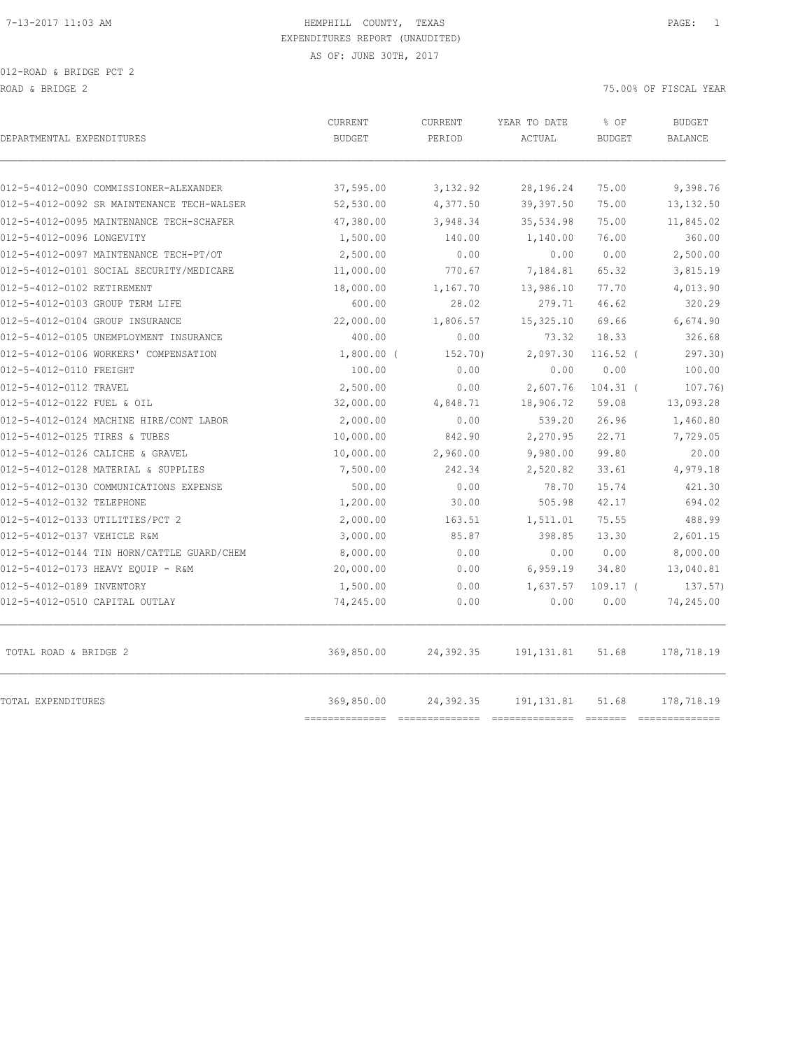HEMPHILL COUNTY, TEXAS
EXPENDITURES REPORT (UNAUDITED)
AS OF: JUNE 30TH, 2017

012-ROAD & BRIDGE PCT 2

ROAD & BRIDGE 2 — 75.00% OF FISCAL YEAR

| DEPARTMENTAL EXPENDITURES | CURRENT BUDGET | CURRENT PERIOD | YEAR TO DATE ACTUAL | % OF BUDGET | BUDGET BALANCE |
|---|---|---|---|---|---|
| 012-5-4012-0090 COMMISSIONER-ALEXANDER | 37,595.00 | 3,132.92 | 28,196.24 | 75.00 | 9,398.76 |
| 012-5-4012-0092 SR MAINTENANCE TECH-WALSER | 52,530.00 | 4,377.50 | 39,397.50 | 75.00 | 13,132.50 |
| 012-5-4012-0095 MAINTENANCE TECH-SCHAFER | 47,380.00 | 3,948.34 | 35,534.98 | 75.00 | 11,845.02 |
| 012-5-4012-0096 LONGEVITY | 1,500.00 | 140.00 | 1,140.00 | 76.00 | 360.00 |
| 012-5-4012-0097 MAINTENANCE TECH-PT/OT | 2,500.00 | 0.00 | 0.00 | 0.00 | 2,500.00 |
| 012-5-4012-0101 SOCIAL SECURITY/MEDICARE | 11,000.00 | 770.67 | 7,184.81 | 65.32 | 3,815.19 |
| 012-5-4012-0102 RETIREMENT | 18,000.00 | 1,167.70 | 13,986.10 | 77.70 | 4,013.90 |
| 012-5-4012-0103 GROUP TERM LIFE | 600.00 | 28.02 | 279.71 | 46.62 | 320.29 |
| 012-5-4012-0104 GROUP INSURANCE | 22,000.00 | 1,806.57 | 15,325.10 | 69.66 | 6,674.90 |
| 012-5-4012-0105 UNEMPLOYMENT INSURANCE | 400.00 | 0.00 | 73.32 | 18.33 | 326.68 |
| 012-5-4012-0106 WORKERS' COMPENSATION | 1,800.00 | ( 152.70) | 2,097.30 | 116.52 | ( 297.30) |
| 012-5-4012-0110 FREIGHT | 100.00 | 0.00 | 0.00 | 0.00 | 100.00 |
| 012-5-4012-0112 TRAVEL | 2,500.00 | 0.00 | 2,607.76 | 104.31 | ( 107.76) |
| 012-5-4012-0122 FUEL & OIL | 32,000.00 | 4,848.71 | 18,906.72 | 59.08 | 13,093.28 |
| 012-5-4012-0124 MACHINE HIRE/CONT LABOR | 2,000.00 | 0.00 | 539.20 | 26.96 | 1,460.80 |
| 012-5-4012-0125 TIRES & TUBES | 10,000.00 | 842.90 | 2,270.95 | 22.71 | 7,729.05 |
| 012-5-4012-0126 CALICHE & GRAVEL | 10,000.00 | 2,960.00 | 9,980.00 | 99.80 | 20.00 |
| 012-5-4012-0128 MATERIAL & SUPPLIES | 7,500.00 | 242.34 | 2,520.82 | 33.61 | 4,979.18 |
| 012-5-4012-0130 COMMUNICATIONS EXPENSE | 500.00 | 0.00 | 78.70 | 15.74 | 421.30 |
| 012-5-4012-0132 TELEPHONE | 1,200.00 | 30.00 | 505.98 | 42.17 | 694.02 |
| 012-5-4012-0133 UTILITIES/PCT 2 | 2,000.00 | 163.51 | 1,511.01 | 75.55 | 488.99 |
| 012-5-4012-0137 VEHICLE R&M | 3,000.00 | 85.87 | 398.85 | 13.30 | 2,601.15 |
| 012-5-4012-0144 TIN HORN/CATTLE GUARD/CHEM | 8,000.00 | 0.00 | 0.00 | 0.00 | 8,000.00 |
| 012-5-4012-0173 HEAVY EQUIP - R&M | 20,000.00 | 0.00 | 6,959.19 | 34.80 | 13,040.81 |
| 012-5-4012-0189 INVENTORY | 1,500.00 | 0.00 | 1,637.57 | 109.17 | ( 137.57) |
| 012-5-4012-0510 CAPITAL OUTLAY | 74,245.00 | 0.00 | 0.00 | 0.00 | 74,245.00 |
| TOTAL ROAD & BRIDGE 2 | 369,850.00 | 24,392.35 | 191,131.81 | 51.68 | 178,718.19 |
| TOTAL EXPENDITURES | 369,850.00 | 24,392.35 | 191,131.81 | 51.68 | 178,718.19 |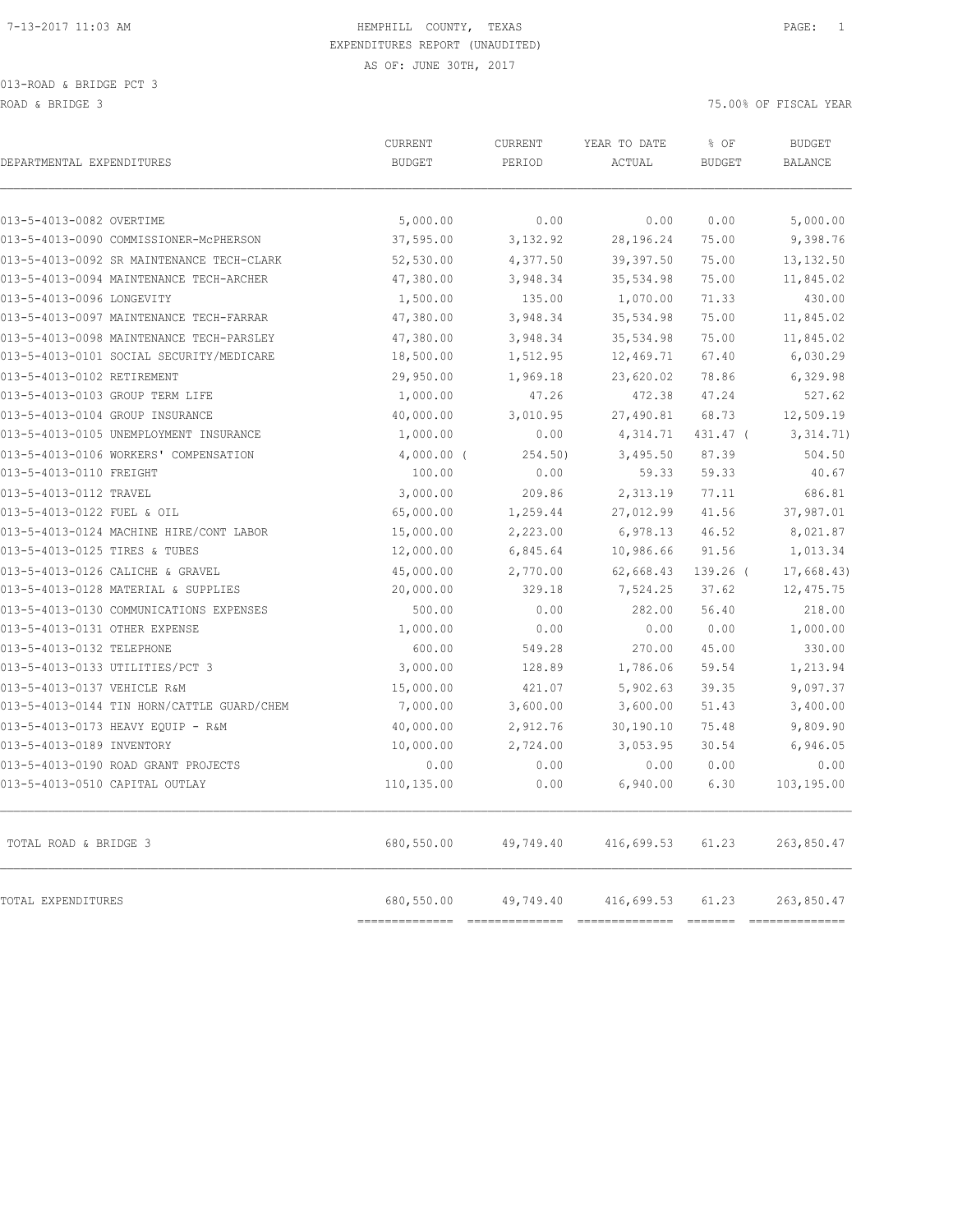HEMPHILL COUNTY, TEXAS
EXPENDITURES REPORT (UNAUDITED)
AS OF: JUNE 30TH, 2017

013-ROAD & BRIDGE PCT 3
ROAD & BRIDGE 3

75.00% OF FISCAL YEAR

| DEPARTMENTAL EXPENDITURES | CURRENT BUDGET | CURRENT PERIOD | YEAR TO DATE ACTUAL | % OF BUDGET | BUDGET BALANCE |
|---|---|---|---|---|---|
| 013-5-4013-0082 OVERTIME | 5,000.00 | 0.00 | 0.00 | 0.00 | 5,000.00 |
| 013-5-4013-0090 COMMISSIONER-McPHERSON | 37,595.00 | 3,132.92 | 28,196.24 | 75.00 | 9,398.76 |
| 013-5-4013-0092 SR MAINTENANCE TECH-CLARK | 52,530.00 | 4,377.50 | 39,397.50 | 75.00 | 13,132.50 |
| 013-5-4013-0094 MAINTENANCE TECH-ARCHER | 47,380.00 | 3,948.34 | 35,534.98 | 75.00 | 11,845.02 |
| 013-5-4013-0096 LONGEVITY | 1,500.00 | 135.00 | 1,070.00 | 71.33 | 430.00 |
| 013-5-4013-0097 MAINTENANCE TECH-FARRAR | 47,380.00 | 3,948.34 | 35,534.98 | 75.00 | 11,845.02 |
| 013-5-4013-0098 MAINTENANCE TECH-PARSLEY | 47,380.00 | 3,948.34 | 35,534.98 | 75.00 | 11,845.02 |
| 013-5-4013-0101 SOCIAL SECURITY/MEDICARE | 18,500.00 | 1,512.95 | 12,469.71 | 67.40 | 6,030.29 |
| 013-5-4013-0102 RETIREMENT | 29,950.00 | 1,969.18 | 23,620.02 | 78.86 | 6,329.98 |
| 013-5-4013-0103 GROUP TERM LIFE | 1,000.00 | 47.26 | 472.38 | 47.24 | 527.62 |
| 013-5-4013-0104 GROUP INSURANCE | 40,000.00 | 3,010.95 | 27,490.81 | 68.73 | 12,509.19 |
| 013-5-4013-0105 UNEMPLOYMENT INSURANCE | 1,000.00 | 0.00 | 4,314.71 | 431.47 | ( 3,314.71) |
| 013-5-4013-0106 WORKERS' COMPENSATION | 4,000.00 | ( 254.50) | 3,495.50 | 87.39 | 504.50 |
| 013-5-4013-0110 FREIGHT | 100.00 | 0.00 | 59.33 | 59.33 | 40.67 |
| 013-5-4013-0112 TRAVEL | 3,000.00 | 209.86 | 2,313.19 | 77.11 | 686.81 |
| 013-5-4013-0122 FUEL & OIL | 65,000.00 | 1,259.44 | 27,012.99 | 41.56 | 37,987.01 |
| 013-5-4013-0124 MACHINE HIRE/CONT LABOR | 15,000.00 | 2,223.00 | 6,978.13 | 46.52 | 8,021.87 |
| 013-5-4013-0125 TIRES & TUBES | 12,000.00 | 6,845.64 | 10,986.66 | 91.56 | 1,013.34 |
| 013-5-4013-0126 CALICHE & GRAVEL | 45,000.00 | 2,770.00 | 62,668.43 | 139.26 | ( 17,668.43) |
| 013-5-4013-0128 MATERIAL & SUPPLIES | 20,000.00 | 329.18 | 7,524.25 | 37.62 | 12,475.75 |
| 013-5-4013-0130 COMMUNICATIONS EXPENSES | 500.00 | 0.00 | 282.00 | 56.40 | 218.00 |
| 013-5-4013-0131 OTHER EXPENSE | 1,000.00 | 0.00 | 0.00 | 0.00 | 1,000.00 |
| 013-5-4013-0132 TELEPHONE | 600.00 | 549.28 | 270.00 | 45.00 | 330.00 |
| 013-5-4013-0133 UTILITIES/PCT 3 | 3,000.00 | 128.89 | 1,786.06 | 59.54 | 1,213.94 |
| 013-5-4013-0137 VEHICLE R&M | 15,000.00 | 421.07 | 5,902.63 | 39.35 | 9,097.37 |
| 013-5-4013-0144 TIN HORN/CATTLE GUARD/CHEM | 7,000.00 | 3,600.00 | 3,600.00 | 51.43 | 3,400.00 |
| 013-5-4013-0173 HEAVY EQUIP - R&M | 40,000.00 | 2,912.76 | 30,190.10 | 75.48 | 9,809.90 |
| 013-5-4013-0189 INVENTORY | 10,000.00 | 2,724.00 | 3,053.95 | 30.54 | 6,946.05 |
| 013-5-4013-0190 ROAD GRANT PROJECTS | 0.00 | 0.00 | 0.00 | 0.00 | 0.00 |
| 013-5-4013-0510 CAPITAL OUTLAY | 110,135.00 | 0.00 | 6,940.00 | 6.30 | 103,195.00 |
| TOTAL ROAD & BRIDGE 3 | 680,550.00 | 49,749.40 | 416,699.53 | 61.23 | 263,850.47 |
| TOTAL EXPENDITURES | 680,550.00 | 49,749.40 | 416,699.53 | 61.23 | 263,850.47 |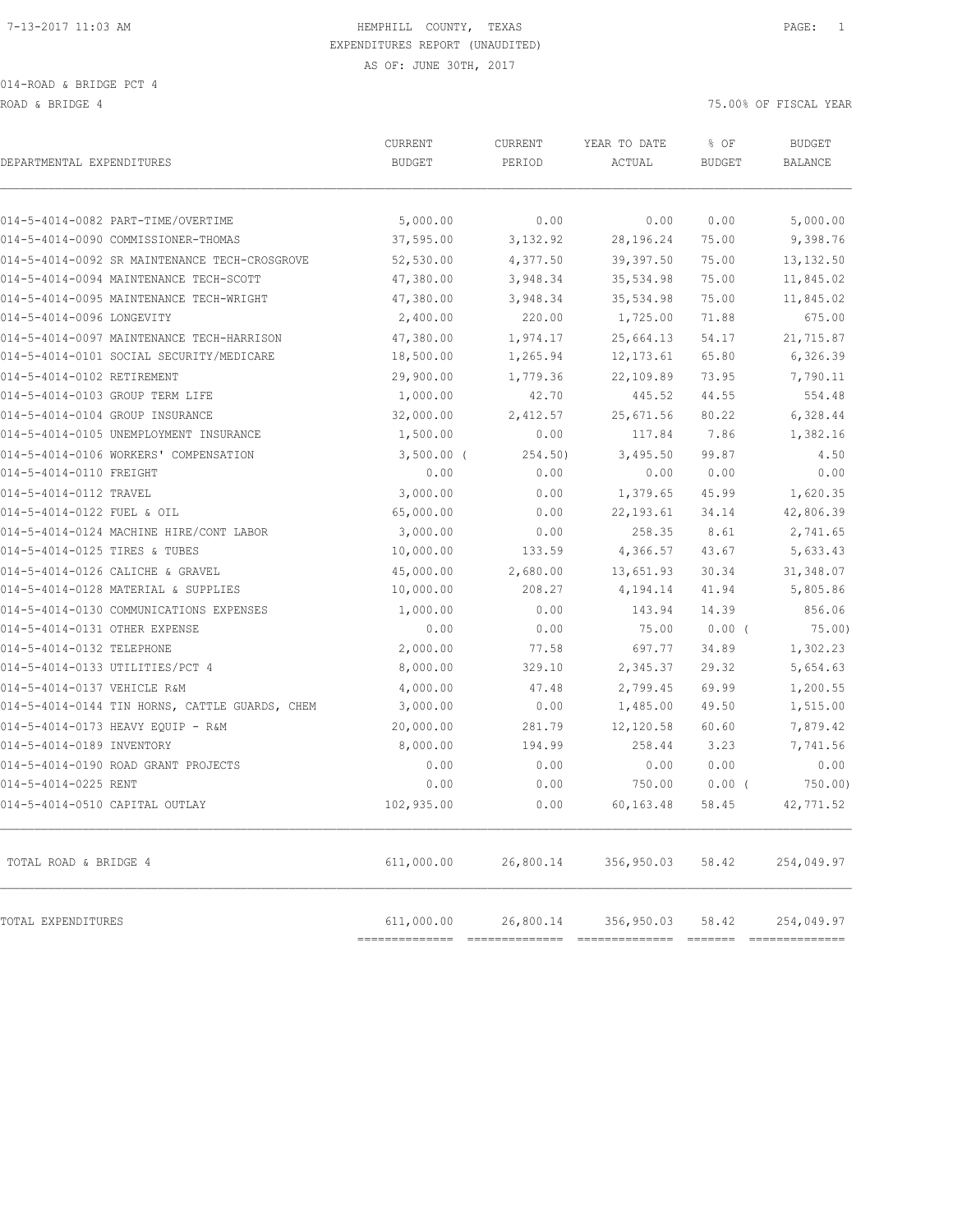HEMPHILL COUNTY, TEXAS
EXPENDITURES REPORT (UNAUDITED)
AS OF: JUNE 30TH, 2017

014-ROAD & BRIDGE PCT 4

ROAD & BRIDGE 4

75.00% OF FISCAL YEAR

| DEPARTMENTAL EXPENDITURES | CURRENT BUDGET | CURRENT PERIOD | YEAR TO DATE ACTUAL | % OF BUDGET | BUDGET BALANCE |
|---|---|---|---|---|---|
| 014-5-4014-0082 PART-TIME/OVERTIME | 5,000.00 | 0.00 | 0.00 | 0.00 | 5,000.00 |
| 014-5-4014-0090 COMMISSIONER-THOMAS | 37,595.00 | 3,132.92 | 28,196.24 | 75.00 | 9,398.76 |
| 014-5-4014-0092 SR MAINTENANCE TECH-CROSGROVE | 52,530.00 | 4,377.50 | 39,397.50 | 75.00 | 13,132.50 |
| 014-5-4014-0094 MAINTENANCE TECH-SCOTT | 47,380.00 | 3,948.34 | 35,534.98 | 75.00 | 11,845.02 |
| 014-5-4014-0095 MAINTENANCE TECH-WRIGHT | 47,380.00 | 3,948.34 | 35,534.98 | 75.00 | 11,845.02 |
| 014-5-4014-0096 LONGEVITY | 2,400.00 | 220.00 | 1,725.00 | 71.88 | 675.00 |
| 014-5-4014-0097 MAINTENANCE TECH-HARRISON | 47,380.00 | 1,974.17 | 25,664.13 | 54.17 | 21,715.87 |
| 014-5-4014-0101 SOCIAL SECURITY/MEDICARE | 18,500.00 | 1,265.94 | 12,173.61 | 65.80 | 6,326.39 |
| 014-5-4014-0102 RETIREMENT | 29,900.00 | 1,779.36 | 22,109.89 | 73.95 | 7,790.11 |
| 014-5-4014-0103 GROUP TERM LIFE | 1,000.00 | 42.70 | 445.52 | 44.55 | 554.48 |
| 014-5-4014-0104 GROUP INSURANCE | 32,000.00 | 2,412.57 | 25,671.56 | 80.22 | 6,328.44 |
| 014-5-4014-0105 UNEMPLOYMENT INSURANCE | 1,500.00 | 0.00 | 117.84 | 7.86 | 1,382.16 |
| 014-5-4014-0106 WORKERS' COMPENSATION | 3,500.00 | ( 254.50) | 3,495.50 | 99.87 | 4.50 |
| 014-5-4014-0110 FREIGHT | 0.00 | 0.00 | 0.00 | 0.00 | 0.00 |
| 014-5-4014-0112 TRAVEL | 3,000.00 | 0.00 | 1,379.65 | 45.99 | 1,620.35 |
| 014-5-4014-0122 FUEL & OIL | 65,000.00 | 0.00 | 22,193.61 | 34.14 | 42,806.39 |
| 014-5-4014-0124 MACHINE HIRE/CONT LABOR | 3,000.00 | 0.00 | 258.35 | 8.61 | 2,741.65 |
| 014-5-4014-0125 TIRES & TUBES | 10,000.00 | 133.59 | 4,366.57 | 43.67 | 5,633.43 |
| 014-5-4014-0126 CALICHE & GRAVEL | 45,000.00 | 2,680.00 | 13,651.93 | 30.34 | 31,348.07 |
| 014-5-4014-0128 MATERIAL & SUPPLIES | 10,000.00 | 208.27 | 4,194.14 | 41.94 | 5,805.86 |
| 014-5-4014-0130 COMMUNICATIONS EXPENSES | 1,000.00 | 0.00 | 143.94 | 14.39 | 856.06 |
| 014-5-4014-0131 OTHER EXPENSE | 0.00 | 0.00 | 75.00 | 0.00 | ( 75.00) |
| 014-5-4014-0132 TELEPHONE | 2,000.00 | 77.58 | 697.77 | 34.89 | 1,302.23 |
| 014-5-4014-0133 UTILITIES/PCT 4 | 8,000.00 | 329.10 | 2,345.37 | 29.32 | 5,654.63 |
| 014-5-4014-0137 VEHICLE R&M | 4,000.00 | 47.48 | 2,799.45 | 69.99 | 1,200.55 |
| 014-5-4014-0144 TIN HORNS, CATTLE GUARDS, CHEM | 3,000.00 | 0.00 | 1,485.00 | 49.50 | 1,515.00 |
| 014-5-4014-0173 HEAVY EQUIP - R&M | 20,000.00 | 281.79 | 12,120.58 | 60.60 | 7,879.42 |
| 014-5-4014-0189 INVENTORY | 8,000.00 | 194.99 | 258.44 | 3.23 | 7,741.56 |
| 014-5-4014-0190 ROAD GRANT PROJECTS | 0.00 | 0.00 | 0.00 | 0.00 | 0.00 |
| 014-5-4014-0225 RENT | 0.00 | 0.00 | 750.00 | 0.00 | ( 750.00) |
| 014-5-4014-0510 CAPITAL OUTLAY | 102,935.00 | 0.00 | 60,163.48 | 58.45 | 42,771.52 |
| TOTAL ROAD & BRIDGE 4 | 611,000.00 | 26,800.14 | 356,950.03 | 58.42 | 254,049.97 |
| TOTAL EXPENDITURES | 611,000.00 | 26,800.14 | 356,950.03 | 58.42 | 254,049.97 |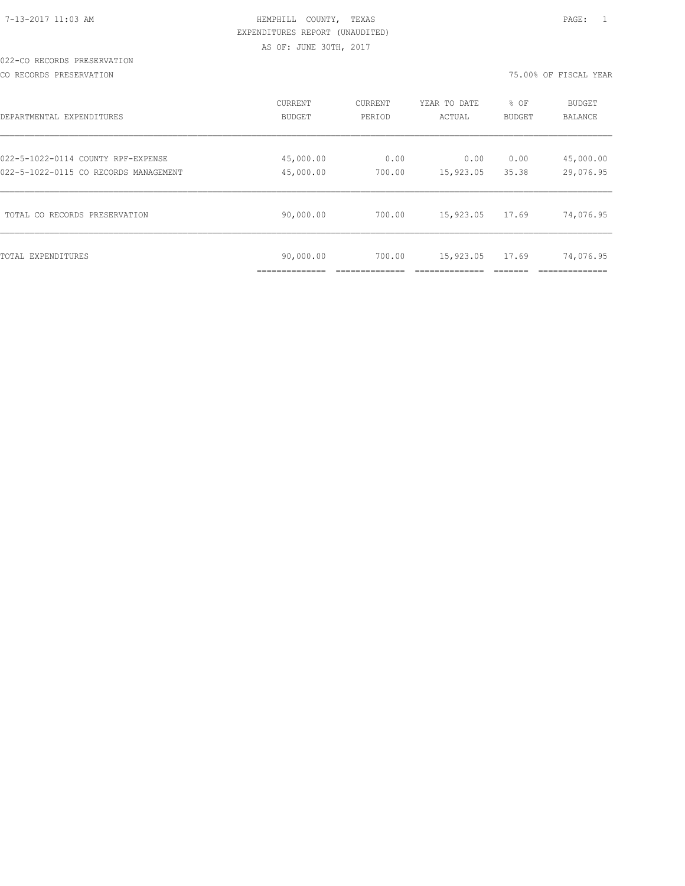HEMPHILL COUNTY, TEXAS
EXPENDITURES REPORT (UNAUDITED)
AS OF: JUNE 30TH, 2017

022-CO RECORDS PRESERVATION

CO RECORDS PRESERVATION 75.00% OF FISCAL YEAR

| DEPARTMENTAL EXPENDITURES | CURRENT BUDGET | CURRENT PERIOD | YEAR TO DATE ACTUAL | % OF BUDGET | BUDGET BALANCE |
|---|---|---|---|---|---|
| 022-5-1022-0114 COUNTY RPF-EXPENSE | 45,000.00 | 0.00 | 0.00 | 0.00 | 45,000.00 |
| 022-5-1022-0115 CO RECORDS MANAGEMENT | 45,000.00 | 700.00 | 15,923.05 | 35.38 | 29,076.95 |
| TOTAL CO RECORDS PRESERVATION | 90,000.00 | 700.00 | 15,923.05 | 17.69 | 74,076.95 |
| TOTAL EXPENDITURES | 90,000.00 | 700.00 | 15,923.05 | 17.69 | 74,076.95 |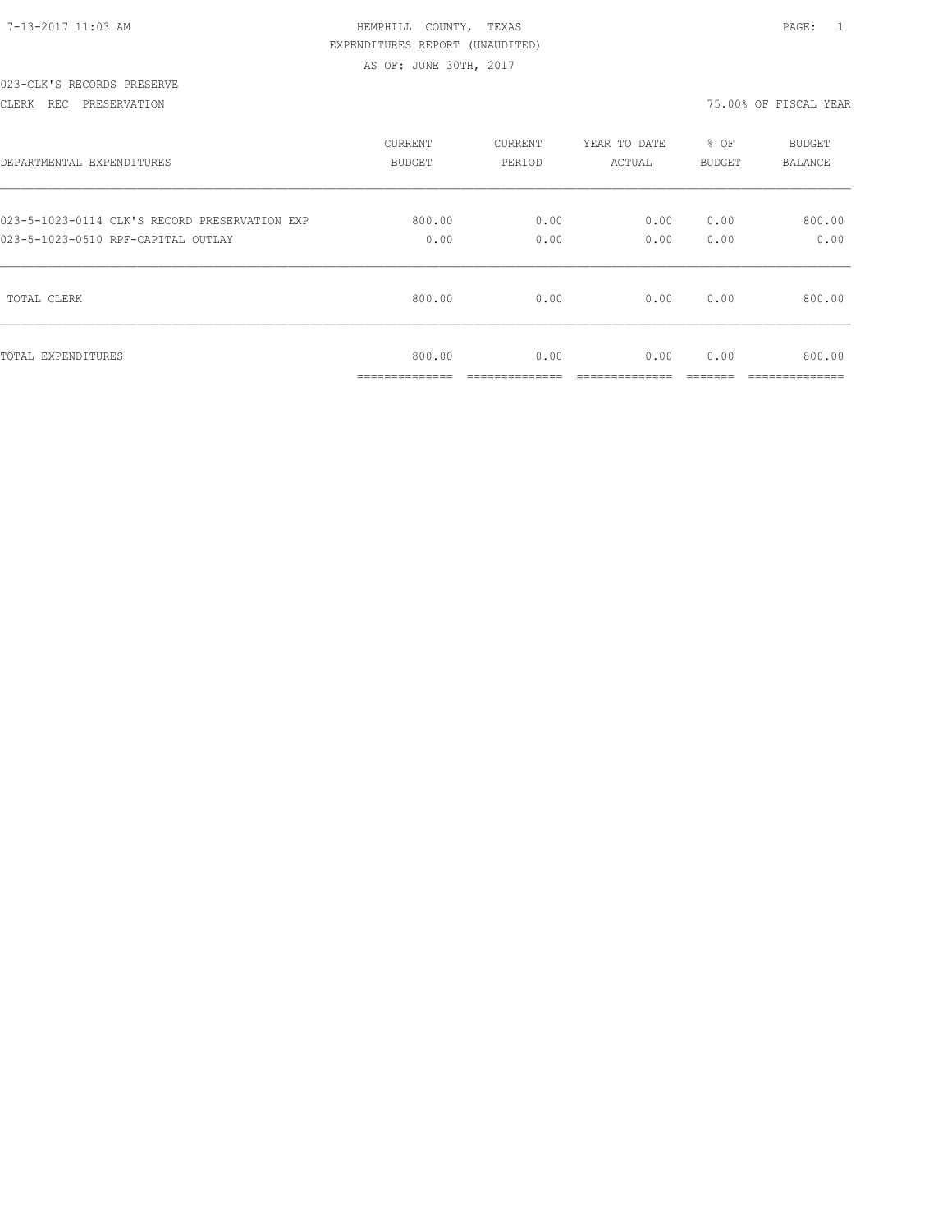HEMPHILL COUNTY, TEXAS
EXPENDITURES REPORT (UNAUDITED)
AS OF: JUNE 30TH, 2017

023-CLK'S RECORDS PRESERVE

CLERK REC PRESERVATION — 75.00% OF FISCAL YEAR

| DEPARTMENTAL EXPENDITURES | CURRENT BUDGET | CURRENT PERIOD | YEAR TO DATE ACTUAL | % OF BUDGET | BUDGET BALANCE |
|---|---|---|---|---|---|
| 023-5-1023-0114 CLK'S RECORD PRESERVATION EXP | 800.00 | 0.00 | 0.00 | 0.00 | 800.00 |
| 023-5-1023-0510 RPF-CAPITAL OUTLAY | 0.00 | 0.00 | 0.00 | 0.00 | 0.00 |
| TOTAL CLERK | 800.00 | 0.00 | 0.00 | 0.00 | 800.00 |
| TOTAL EXPENDITURES | 800.00 | 0.00 | 0.00 | 0.00 | 800.00 |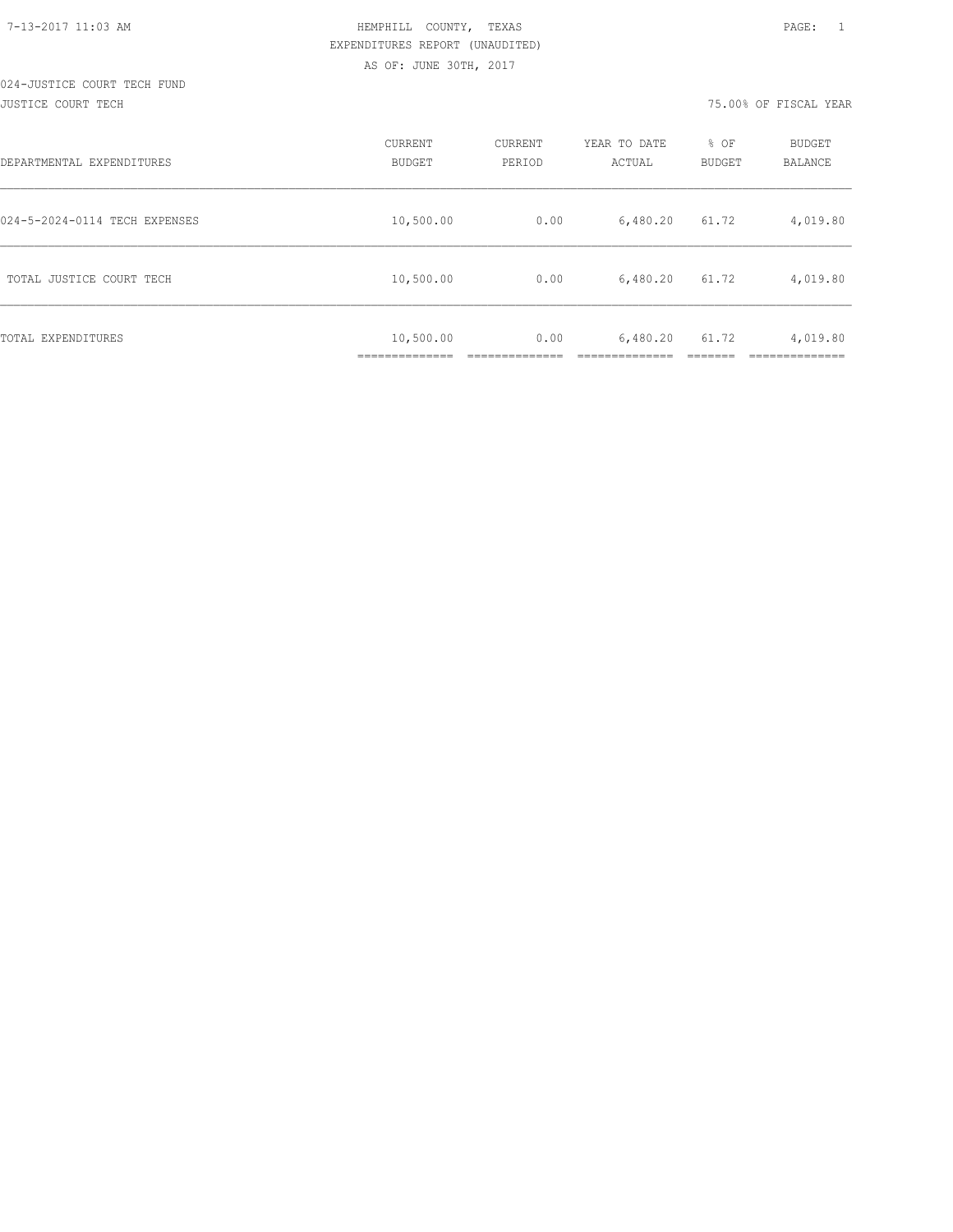HEMPHILL COUNTY, TEXAS
EXPENDITURES REPORT (UNAUDITED)
AS OF: JUNE 30TH, 2017

024-JUSTICE COURT TECH FUND
JUSTICE COURT TECH

75.00% OF FISCAL YEAR

| DEPARTMENTAL EXPENDITURES | CURRENT BUDGET | CURRENT PERIOD | YEAR TO DATE ACTUAL | % OF BUDGET | BUDGET BALANCE |
|---|---|---|---|---|---|
| 024-5-2024-0114 TECH EXPENSES | 10,500.00 | 0.00 | 6,480.20 | 61.72 | 4,019.80 |
| TOTAL JUSTICE COURT TECH | 10,500.00 | 0.00 | 6,480.20 | 61.72 | 4,019.80 |
| TOTAL EXPENDITURES | 10,500.00 | 0.00 | 6,480.20 | 61.72 | 4,019.80 |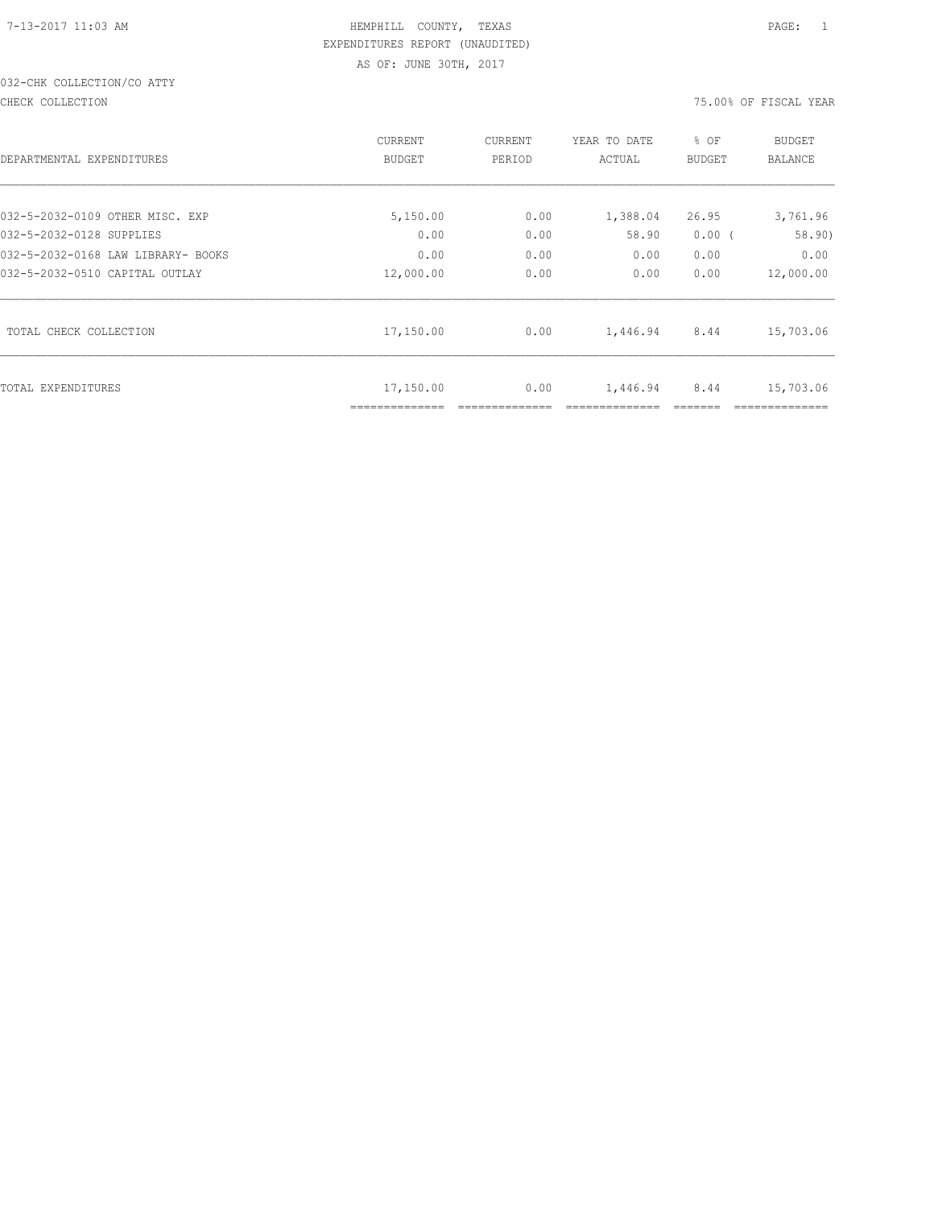7-13-2017 11:03 AM HEMPHILL COUNTY, TEXAS

EXPENDITURES REPORT (UNAUDITED)

AS OF: JUNE 30TH, 2017

032-CHK COLLECTION/CO ATTY

CHECK COLLECTION 75.00% OF FISCAL YEAR

| DEPARTMENTAL EXPENDITURES | CURRENT BUDGET | CURRENT PERIOD | YEAR TO DATE ACTUAL | % OF BUDGET | BUDGET BALANCE |
|---|---|---|---|---|---|
| 032-5-2032-0109 OTHER MISC. EXP | 5,150.00 | 0.00 | 1,388.04 | 26.95 | 3,761.96 |
| 032-5-2032-0128 SUPPLIES | 0.00 | 0.00 | 58.90 | 0.00 ( | 58.90) |
| 032-5-2032-0168 LAW LIBRARY- BOOKS | 0.00 | 0.00 | 0.00 | 0.00 | 0.00 |
| 032-5-2032-0510 CAPITAL OUTLAY | 12,000.00 | 0.00 | 0.00 | 0.00 | 12,000.00 |
| TOTAL CHECK COLLECTION | 17,150.00 | 0.00 | 1,446.94 | 8.44 | 15,703.06 |
| TOTAL EXPENDITURES | 17,150.00 | 0.00 | 1,446.94 | 8.44 | 15,703.06 |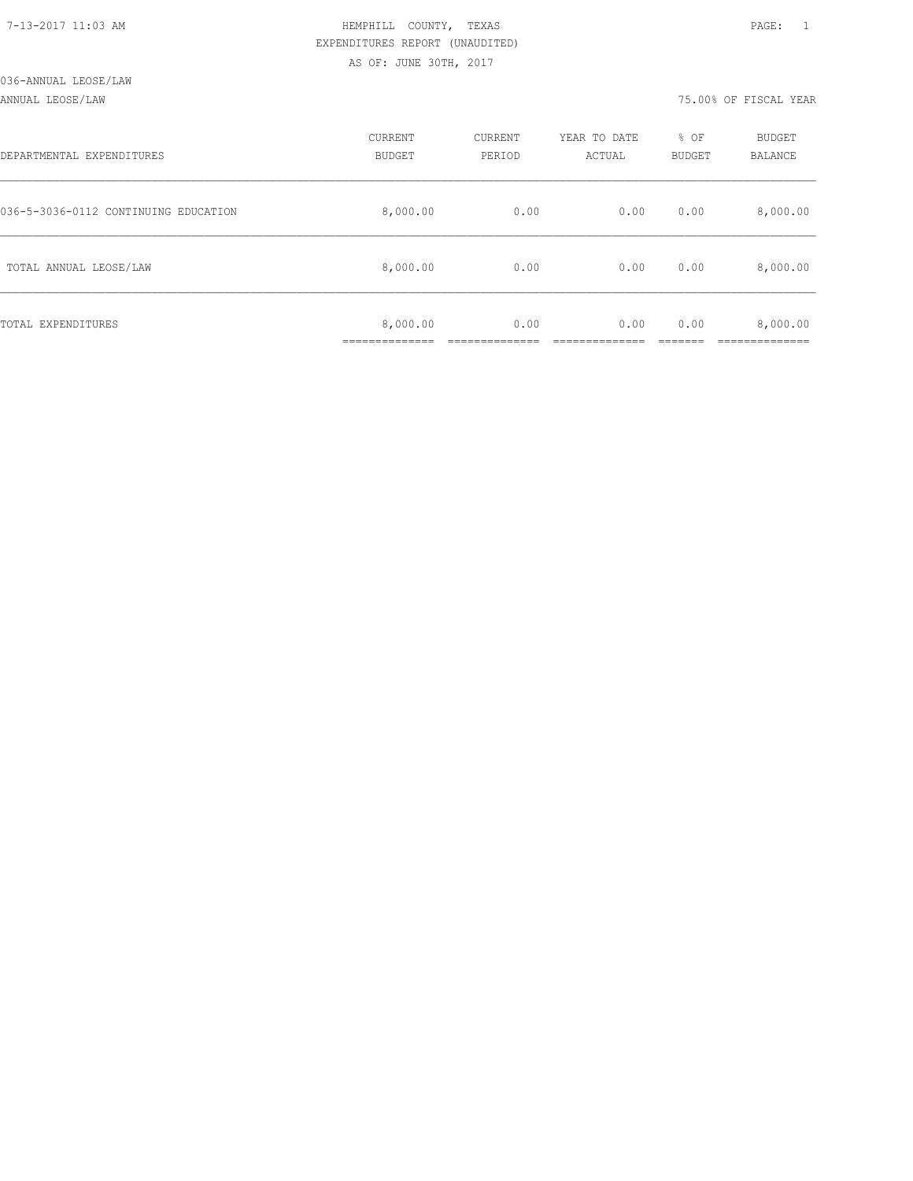HEMPHILL COUNTY, TEXAS
EXPENDITURES REPORT (UNAUDITED)
AS OF: JUNE 30TH, 2017

036-ANNUAL LEOSE/LAW

ANNUAL LEOSE/LAW — 75.00% OF FISCAL YEAR

| DEPARTMENTAL EXPENDITURES | CURRENT BUDGET | CURRENT PERIOD | YEAR TO DATE ACTUAL | % OF BUDGET | BUDGET BALANCE |
|---|---|---|---|---|---|
| 036-5-3036-0112 CONTINUING EDUCATION | 8,000.00 | 0.00 | 0.00 | 0.00 | 8,000.00 |
| TOTAL ANNUAL LEOSE/LAW | 8,000.00 | 0.00 | 0.00 | 0.00 | 8,000.00 |
| TOTAL EXPENDITURES | 8,000.00 | 0.00 | 0.00 | 0.00 | 8,000.00 |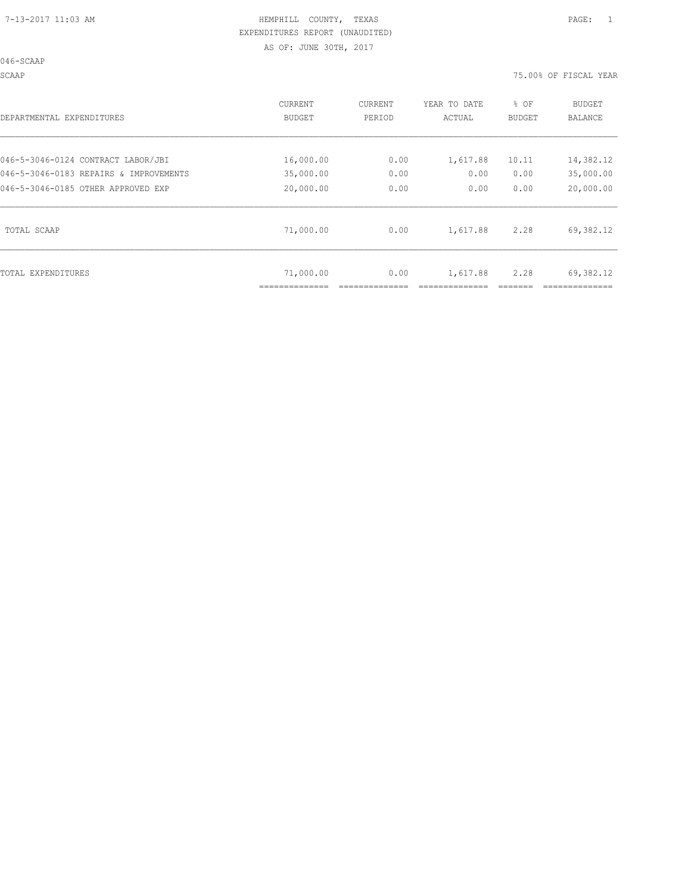7-13-2017 11:03 AM

HEMPHILL COUNTY, TEXAS

EXPENDITURES REPORT (UNAUDITED)

AS OF: JUNE 30TH, 2017

046-SCAAP

SCAAP

75.00% OF FISCAL YEAR

| DEPARTMENTAL EXPENDITURES | CURRENT BUDGET | CURRENT PERIOD | YEAR TO DATE ACTUAL | % OF BUDGET | BUDGET BALANCE |
|---|---|---|---|---|---|
| 046-5-3046-0124 CONTRACT LABOR/JBI | 16,000.00 | 0.00 | 1,617.88 | 10.11 | 14,382.12 |
| 046-5-3046-0183 REPAIRS & IMPROVEMENTS | 35,000.00 | 0.00 | 0.00 | 0.00 | 35,000.00 |
| 046-5-3046-0185 OTHER APPROVED EXP | 20,000.00 | 0.00 | 0.00 | 0.00 | 20,000.00 |
| TOTAL SCAAP | 71,000.00 | 0.00 | 1,617.88 | 2.28 | 69,382.12 |
| TOTAL EXPENDITURES | 71,000.00 | 0.00 | 1,617.88 | 2.28 | 69,382.12 |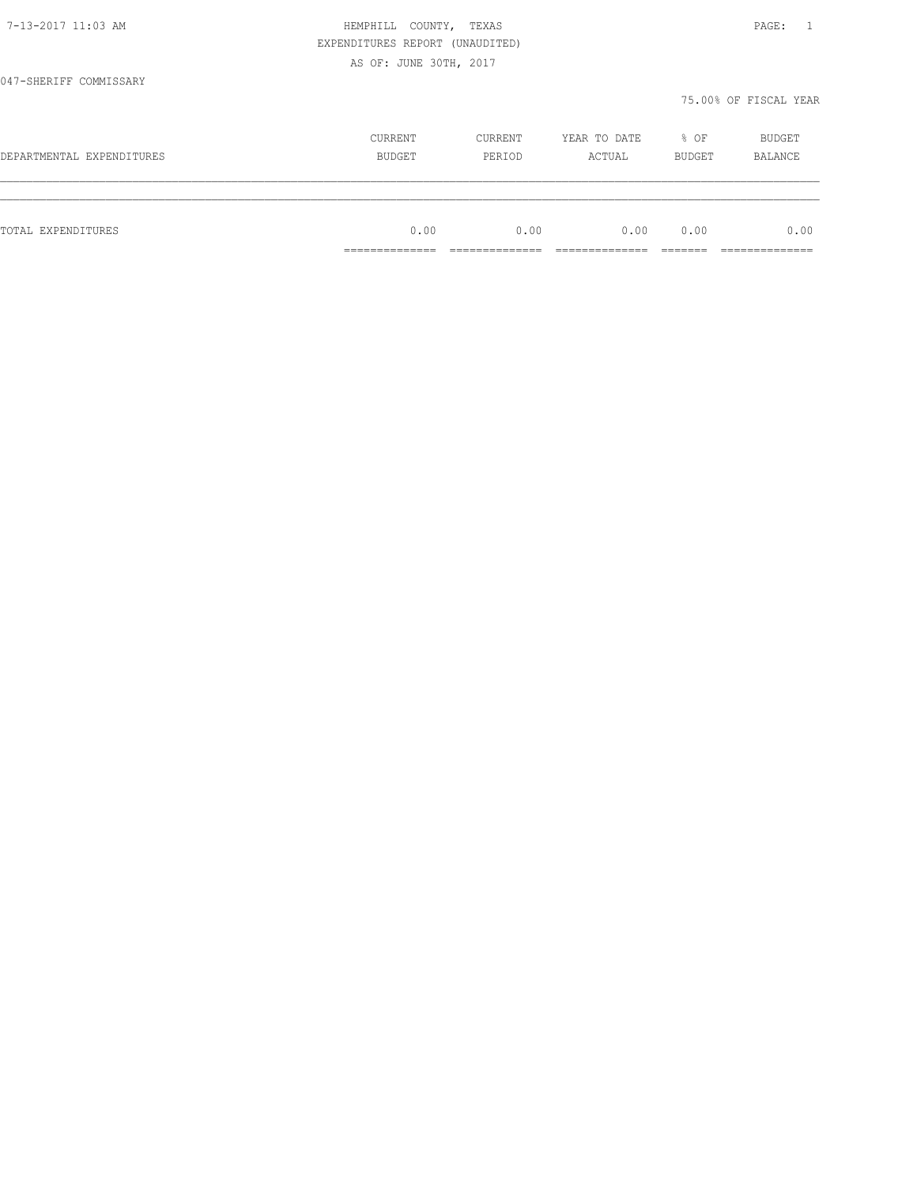HEMPHILL COUNTY, TEXAS
EXPENDITURES REPORT (UNAUDITED)
AS OF: JUNE 30TH, 2017

047-SHERIFF COMMISSARY

75.00% OF FISCAL YEAR

| DEPARTMENTAL EXPENDITURES | CURRENT BUDGET | CURRENT PERIOD | YEAR TO DATE ACTUAL | % OF BUDGET | BUDGET BALANCE |
|---|---|---|---|---|---|
| TOTAL EXPENDITURES | 0.00 | 0.00 | 0.00 | 0.00 | 0.00 |